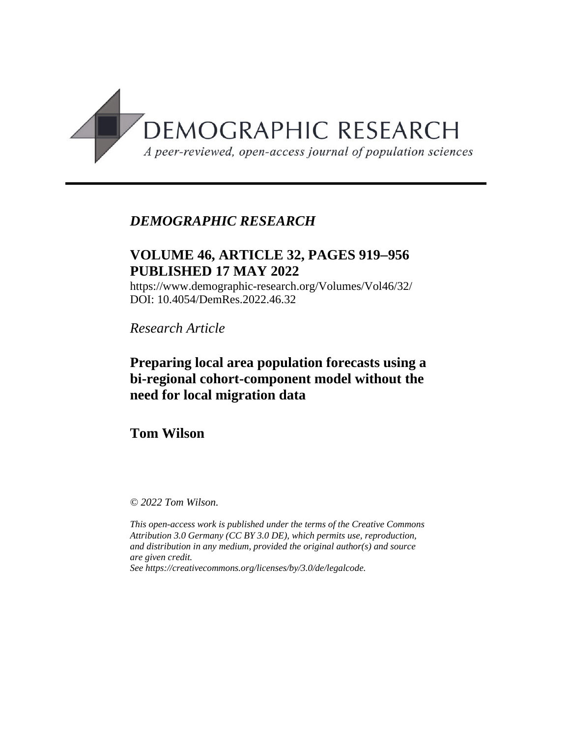DEMOGRAPHIC RESEARCH

*A peer-reviewed, open-access journal of population sciences*

---

*DEMOGRAPHIC RESEARCH*

**VOLUME 46, ARTICLE 32, PAGES 919–956**
**PUBLISHED 17 MAY 2022**

https://www.demographic-research.org/Volumes/Vol46/32/
DOI: 10.4054/DemRes.2022.46.32

*Research Article*

# Preparing local area population forecasts using a bi-regional cohort-component model without the need for local migration data

**Tom Wilson**

*© 2022 Tom Wilson.*

*This open-access work is published under the terms of the Creative Commons Attribution 3.0 Germany (CC BY 3.0 DE), which permits use, reproduction, and distribution in any medium, provided the original author(s) and source are given credit.*
*See https://creativecommons.org/licenses/by/3.0/de/legalcode.*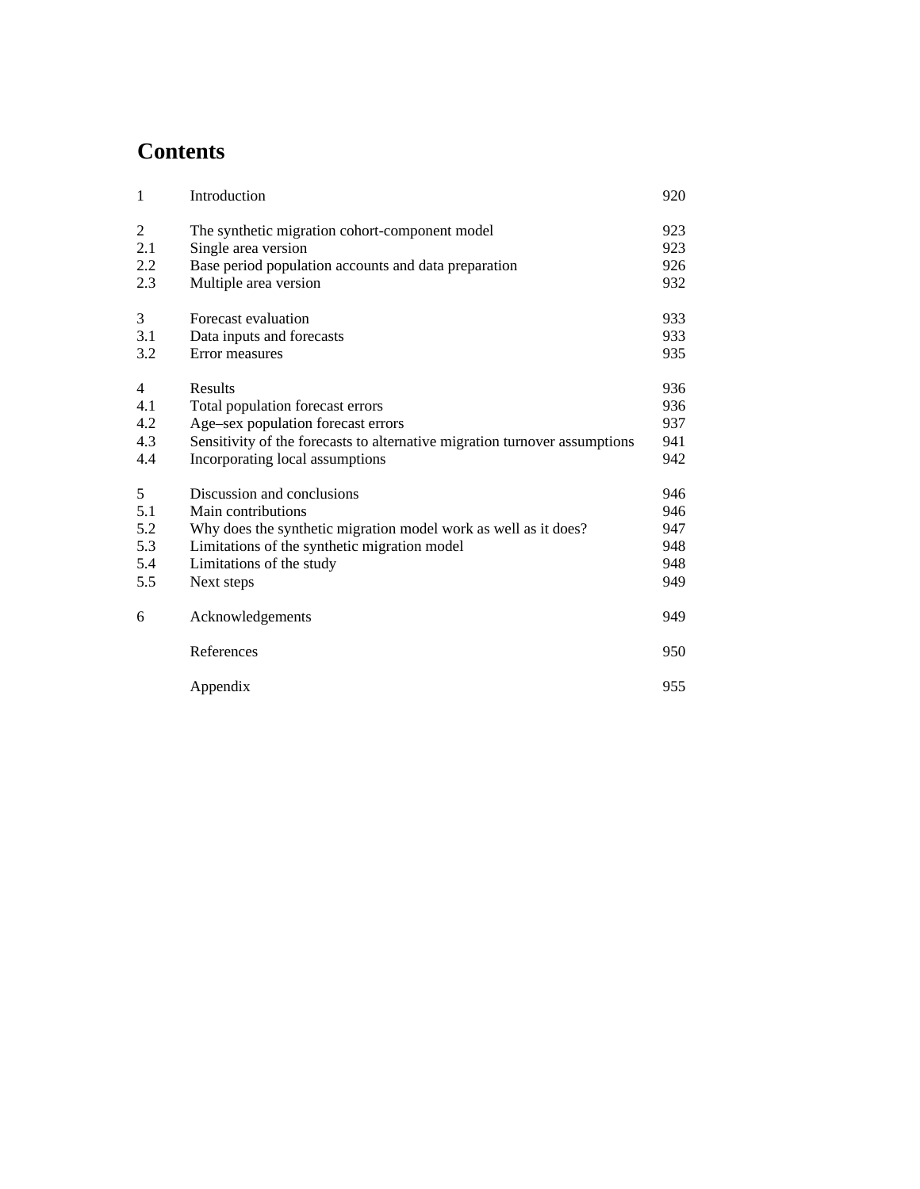# Contents

| | | |
|---|---|---|
| 1 | Introduction | 920 |
| 2 | The synthetic migration cohort-component model | 923 |
| 2.1 | Single area version | 923 |
| 2.2 | Base period population accounts and data preparation | 926 |
| 2.3 | Multiple area version | 932 |
| 3 | Forecast evaluation | 933 |
| 3.1 | Data inputs and forecasts | 933 |
| 3.2 | Error measures | 935 |
| 4 | Results | 936 |
| 4.1 | Total population forecast errors | 936 |
| 4.2 | Age–sex population forecast errors | 937 |
| 4.3 | Sensitivity of the forecasts to alternative migration turnover assumptions | 941 |
| 4.4 | Incorporating local assumptions | 942 |
| 5 | Discussion and conclusions | 946 |
| 5.1 | Main contributions | 946 |
| 5.2 | Why does the synthetic migration model work as well as it does? | 947 |
| 5.3 | Limitations of the synthetic migration model | 948 |
| 5.4 | Limitations of the study | 948 |
| 5.5 | Next steps | 949 |
| 6 | Acknowledgements | 949 |
| | References | 950 |
| | Appendix | 955 |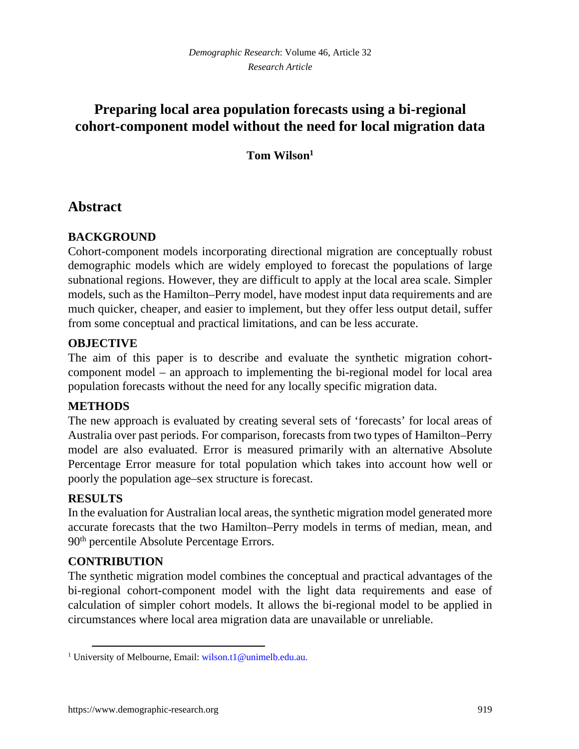# Preparing local area population forecasts using a bi-regional cohort-component model without the need for local migration data

**Tom Wilson**[1]

## Abstract

### BACKGROUND

Cohort-component models incorporating directional migration are conceptually robust demographic models which are widely employed to forecast the populations of large subnational regions. However, they are difficult to apply at the local area scale. Simpler models, such as the Hamilton–Perry model, have modest input data requirements and are much quicker, cheaper, and easier to implement, but they offer less output detail, suffer from some conceptual and practical limitations, and can be less accurate.

### OBJECTIVE

The aim of this paper is to describe and evaluate the synthetic migration cohort-component model – an approach to implementing the bi-regional model for local area population forecasts without the need for any locally specific migration data.

### METHODS

The new approach is evaluated by creating several sets of 'forecasts' for local areas of Australia over past periods. For comparison, forecasts from two types of Hamilton–Perry model are also evaluated. Error is measured primarily with an alternative Absolute Percentage Error measure for total population which takes into account how well or poorly the population age–sex structure is forecast.

### RESULTS

In the evaluation for Australian local areas, the synthetic migration model generated more accurate forecasts that the two Hamilton–Perry models in terms of median, mean, and 90th percentile Absolute Percentage Errors.

### CONTRIBUTION

The synthetic migration model combines the conceptual and practical advantages of the bi-regional cohort-component model with the light data requirements and ease of calculation of simpler cohort models. It allows the bi-regional model to be applied in circumstances where local area migration data are unavailable or unreliable.

[1] University of Melbourne, Email: wilson.t1@unimelb.edu.au.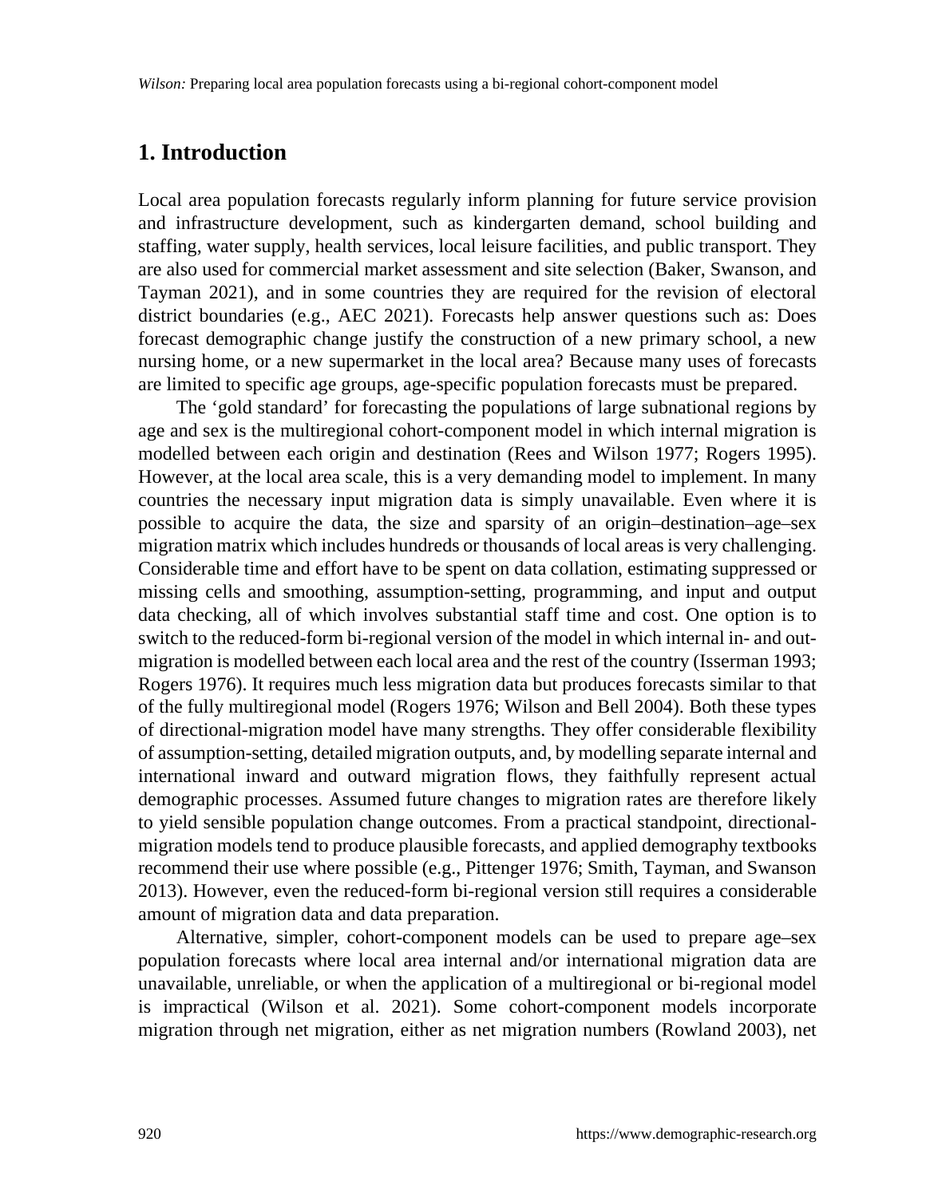## 1. Introduction

Local area population forecasts regularly inform planning for future service provision and infrastructure development, such as kindergarten demand, school building and staffing, water supply, health services, local leisure facilities, and public transport. They are also used for commercial market assessment and site selection (Baker, Swanson, and Tayman 2021), and in some countries they are required for the revision of electoral district boundaries (e.g., AEC 2021). Forecasts help answer questions such as: Does forecast demographic change justify the construction of a new primary school, a new nursing home, or a new supermarket in the local area? Because many uses of forecasts are limited to specific age groups, age-specific population forecasts must be prepared.

The 'gold standard' for forecasting the populations of large subnational regions by age and sex is the multiregional cohort-component model in which internal migration is modelled between each origin and destination (Rees and Wilson 1977; Rogers 1995). However, at the local area scale, this is a very demanding model to implement. In many countries the necessary input migration data is simply unavailable. Even where it is possible to acquire the data, the size and sparsity of an origin–destination–age–sex migration matrix which includes hundreds or thousands of local areas is very challenging. Considerable time and effort have to be spent on data collation, estimating suppressed or missing cells and smoothing, assumption-setting, programming, and input and output data checking, all of which involves substantial staff time and cost. One option is to switch to the reduced-form bi-regional version of the model in which internal in- and out-migration is modelled between each local area and the rest of the country (Isserman 1993; Rogers 1976). It requires much less migration data but produces forecasts similar to that of the fully multiregional model (Rogers 1976; Wilson and Bell 2004). Both these types of directional-migration model have many strengths. They offer considerable flexibility of assumption-setting, detailed migration outputs, and, by modelling separate internal and international inward and outward migration flows, they faithfully represent actual demographic processes. Assumed future changes to migration rates are therefore likely to yield sensible population change outcomes. From a practical standpoint, directional-migration models tend to produce plausible forecasts, and applied demography textbooks recommend their use where possible (e.g., Pittenger 1976; Smith, Tayman, and Swanson 2013). However, even the reduced-form bi-regional version still requires a considerable amount of migration data and data preparation.

Alternative, simpler, cohort-component models can be used to prepare age–sex population forecasts where local area internal and/or international migration data are unavailable, unreliable, or when the application of a multiregional or bi-regional model is impractical (Wilson et al. 2021). Some cohort-component models incorporate migration through net migration, either as net migration numbers (Rowland 2003), net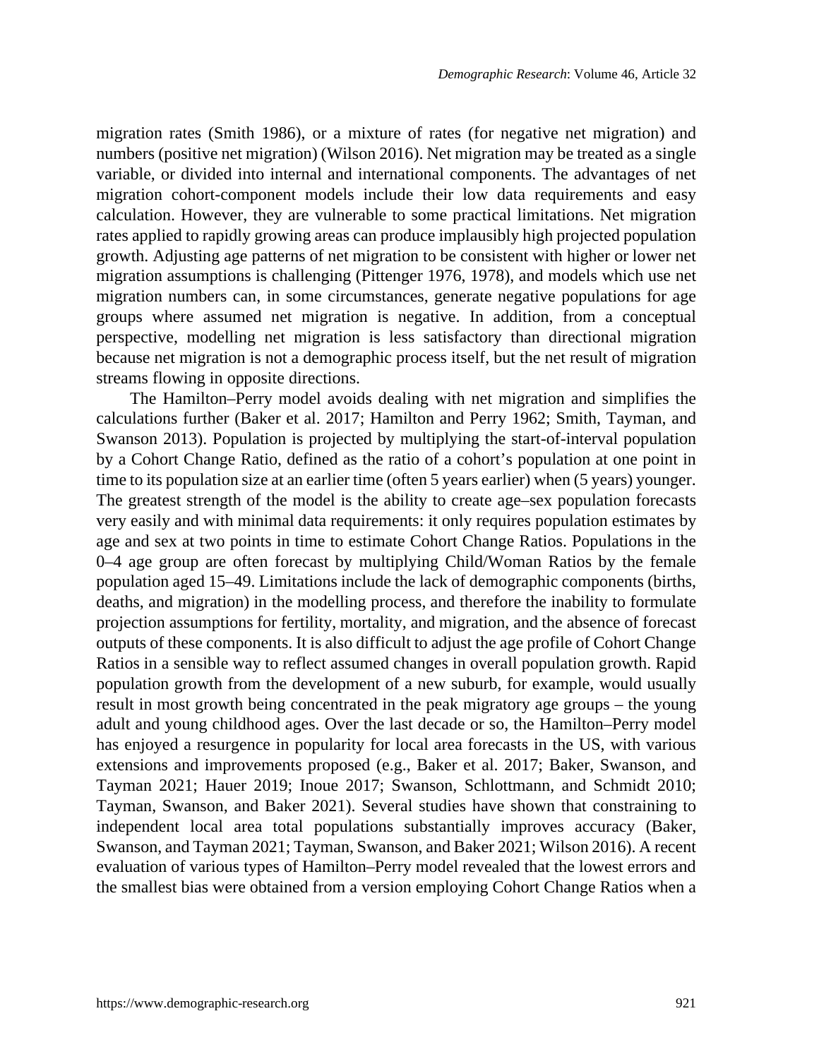migration rates (Smith 1986), or a mixture of rates (for negative net migration) and numbers (positive net migration) (Wilson 2016). Net migration may be treated as a single variable, or divided into internal and international components. The advantages of net migration cohort-component models include their low data requirements and easy calculation. However, they are vulnerable to some practical limitations. Net migration rates applied to rapidly growing areas can produce implausibly high projected population growth. Adjusting age patterns of net migration to be consistent with higher or lower net migration assumptions is challenging (Pittenger 1976, 1978), and models which use net migration numbers can, in some circumstances, generate negative populations for age groups where assumed net migration is negative. In addition, from a conceptual perspective, modelling net migration is less satisfactory than directional migration because net migration is not a demographic process itself, but the net result of migration streams flowing in opposite directions.

The Hamilton–Perry model avoids dealing with net migration and simplifies the calculations further (Baker et al. 2017; Hamilton and Perry 1962; Smith, Tayman, and Swanson 2013). Population is projected by multiplying the start-of-interval population by a Cohort Change Ratio, defined as the ratio of a cohort's population at one point in time to its population size at an earlier time (often 5 years earlier) when (5 years) younger. The greatest strength of the model is the ability to create age–sex population forecasts very easily and with minimal data requirements: it only requires population estimates by age and sex at two points in time to estimate Cohort Change Ratios. Populations in the 0–4 age group are often forecast by multiplying Child/Woman Ratios by the female population aged 15–49. Limitations include the lack of demographic components (births, deaths, and migration) in the modelling process, and therefore the inability to formulate projection assumptions for fertility, mortality, and migration, and the absence of forecast outputs of these components. It is also difficult to adjust the age profile of Cohort Change Ratios in a sensible way to reflect assumed changes in overall population growth. Rapid population growth from the development of a new suburb, for example, would usually result in most growth being concentrated in the peak migratory age groups – the young adult and young childhood ages. Over the last decade or so, the Hamilton–Perry model has enjoyed a resurgence in popularity for local area forecasts in the US, with various extensions and improvements proposed (e.g., Baker et al. 2017; Baker, Swanson, and Tayman 2021; Hauer 2019; Inoue 2017; Swanson, Schlottmann, and Schmidt 2010; Tayman, Swanson, and Baker 2021). Several studies have shown that constraining to independent local area total populations substantially improves accuracy (Baker, Swanson, and Tayman 2021; Tayman, Swanson, and Baker 2021; Wilson 2016). A recent evaluation of various types of Hamilton–Perry model revealed that the lowest errors and the smallest bias were obtained from a version employing Cohort Change Ratios when a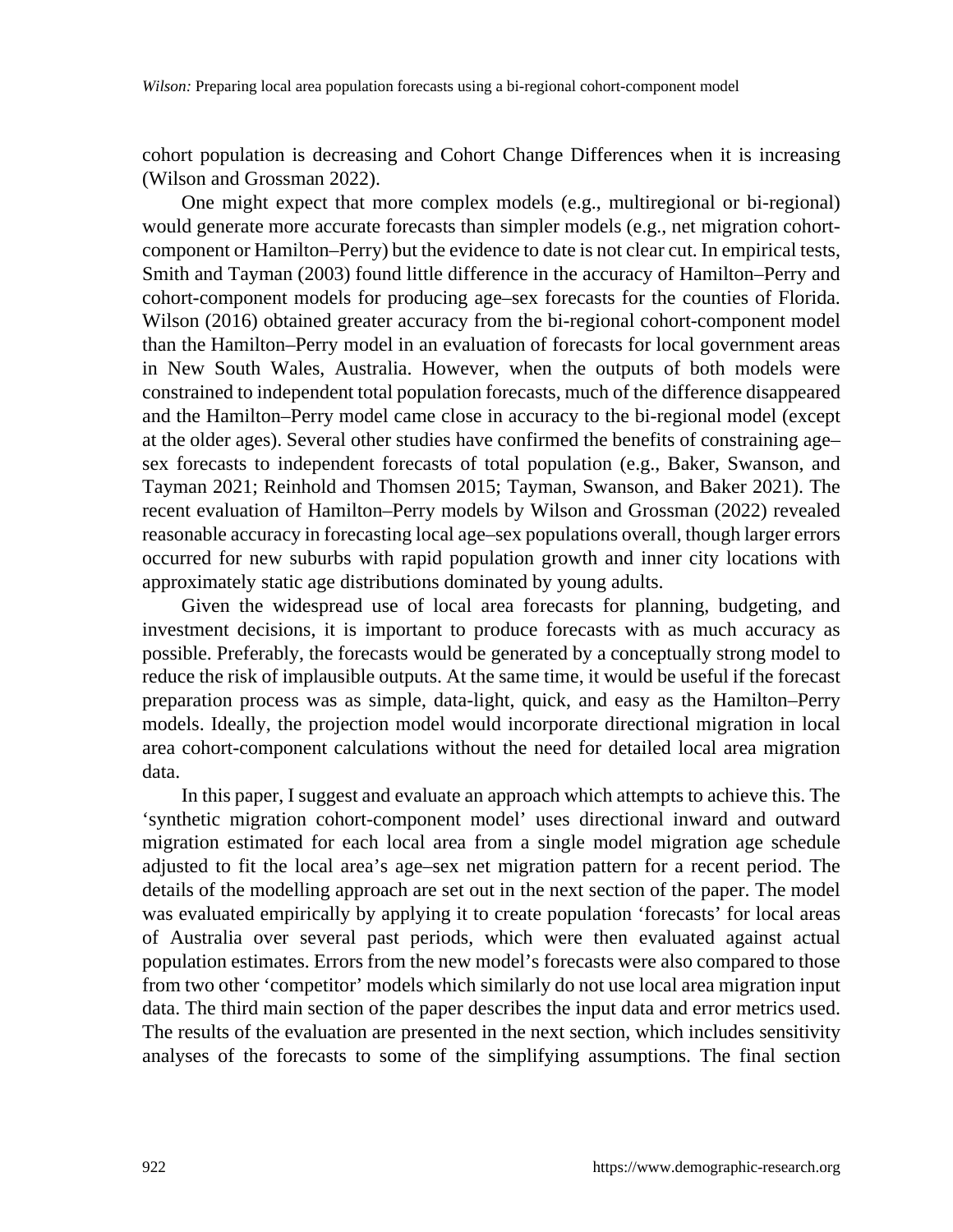cohort population is decreasing and Cohort Change Differences when it is increasing (Wilson and Grossman 2022).

One might expect that more complex models (e.g., multiregional or bi-regional) would generate more accurate forecasts than simpler models (e.g., net migration cohort-component or Hamilton–Perry) but the evidence to date is not clear cut. In empirical tests, Smith and Tayman (2003) found little difference in the accuracy of Hamilton–Perry and cohort-component models for producing age–sex forecasts for the counties of Florida. Wilson (2016) obtained greater accuracy from the bi-regional cohort-component model than the Hamilton–Perry model in an evaluation of forecasts for local government areas in New South Wales, Australia. However, when the outputs of both models were constrained to independent total population forecasts, much of the difference disappeared and the Hamilton–Perry model came close in accuracy to the bi-regional model (except at the older ages). Several other studies have confirmed the benefits of constraining age–sex forecasts to independent forecasts of total population (e.g., Baker, Swanson, and Tayman 2021; Reinhold and Thomsen 2015; Tayman, Swanson, and Baker 2021). The recent evaluation of Hamilton–Perry models by Wilson and Grossman (2022) revealed reasonable accuracy in forecasting local age–sex populations overall, though larger errors occurred for new suburbs with rapid population growth and inner city locations with approximately static age distributions dominated by young adults.

Given the widespread use of local area forecasts for planning, budgeting, and investment decisions, it is important to produce forecasts with as much accuracy as possible. Preferably, the forecasts would be generated by a conceptually strong model to reduce the risk of implausible outputs. At the same time, it would be useful if the forecast preparation process was as simple, data-light, quick, and easy as the Hamilton–Perry models. Ideally, the projection model would incorporate directional migration in local area cohort-component calculations without the need for detailed local area migration data.

In this paper, I suggest and evaluate an approach which attempts to achieve this. The 'synthetic migration cohort-component model' uses directional inward and outward migration estimated for each local area from a single model migration age schedule adjusted to fit the local area's age–sex net migration pattern for a recent period. The details of the modelling approach are set out in the next section of the paper. The model was evaluated empirically by applying it to create population 'forecasts' for local areas of Australia over several past periods, which were then evaluated against actual population estimates. Errors from the new model's forecasts were also compared to those from two other 'competitor' models which similarly do not use local area migration input data. The third main section of the paper describes the input data and error metrics used. The results of the evaluation are presented in the next section, which includes sensitivity analyses of the forecasts to some of the simplifying assumptions. The final section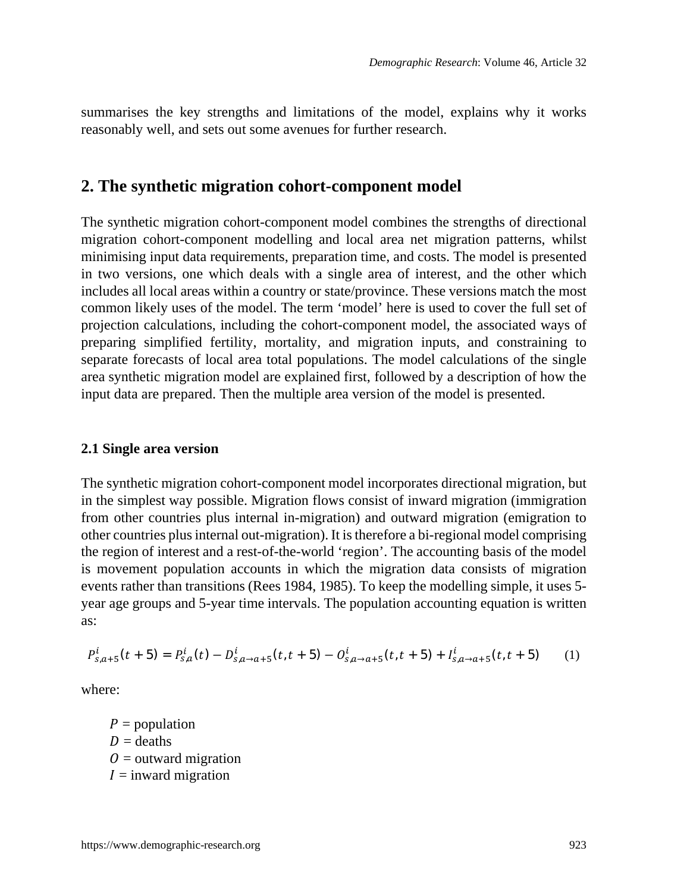summarises the key strengths and limitations of the model, explains why it works reasonably well, and sets out some avenues for further research.

## 2. The synthetic migration cohort-component model

The synthetic migration cohort-component model combines the strengths of directional migration cohort-component modelling and local area net migration patterns, whilst minimising input data requirements, preparation time, and costs. The model is presented in two versions, one which deals with a single area of interest, and the other which includes all local areas within a country or state/province. These versions match the most common likely uses of the model. The term 'model' here is used to cover the full set of projection calculations, including the cohort-component model, the associated ways of preparing simplified fertility, mortality, and migration inputs, and constraining to separate forecasts of local area total populations. The model calculations of the single area synthetic migration model are explained first, followed by a description of how the input data are prepared. Then the multiple area version of the model is presented.

### 2.1 Single area version

The synthetic migration cohort-component model incorporates directional migration, but in the simplest way possible. Migration flows consist of inward migration (immigration from other countries plus internal in-migration) and outward migration (emigration to other countries plus internal out-migration). It is therefore a bi-regional model comprising the region of interest and a rest-of-the-world 'region'. The accounting basis of the model is movement population accounts in which the migration data consists of migration events rather than transitions (Rees 1984, 1985). To keep the modelling simple, it uses 5-year age groups and 5-year time intervals. The population accounting equation is written as:

$$P^i_{s,a+5}(t+5) = P^i_{s,a}(t) - D^i_{s,a\rightarrow a+5}(t,t+5) - O^i_{s,a\rightarrow a+5}(t,t+5) + I^i_{s,a\rightarrow a+5}(t,t+5) \qquad (1)$$

where:

$P$ = population
$D$ = deaths
$O$ = outward migration
$I$ = inward migration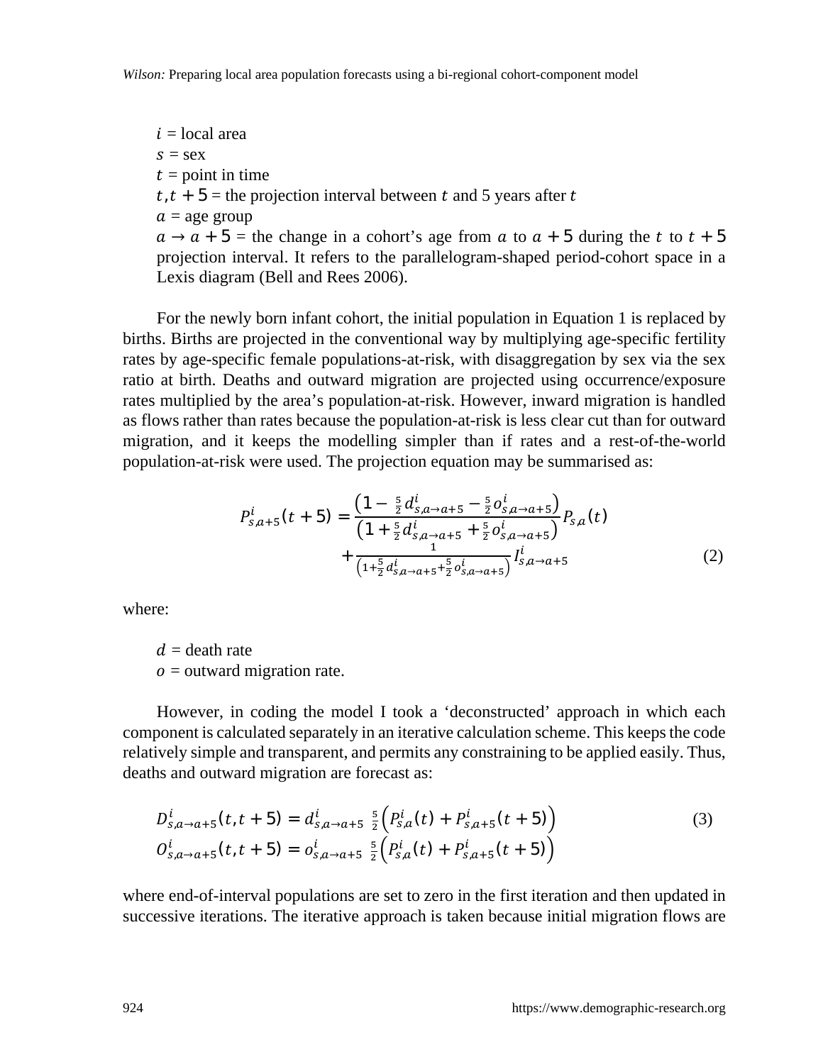$i$ = local area
$s$ = sex
$t$ = point in time
$t, t+5$ = the projection interval between $t$ and 5 years after $t$
$a$ = age group
$a \rightarrow a+5$ = the change in a cohort's age from $a$ to $a+5$ during the $t$ to $t+5$ projection interval. It refers to the parallelogram-shaped period-cohort space in a Lexis diagram (Bell and Rees 2006).

For the newly born infant cohort, the initial population in Equation 1 is replaced by births. Births are projected in the conventional way by multiplying age-specific fertility rates by age-specific female populations-at-risk, with disaggregation by sex via the sex ratio at birth. Deaths and outward migration are projected using occurrence/exposure rates multiplied by the area's population-at-risk. However, inward migration is handled as flows rather than rates because the population-at-risk is less clear cut than for outward migration, and it keeps the modelling simpler than if rates and a rest-of-the-world population-at-risk were used. The projection equation may be summarised as:

$$P^{i}_{s,a+5}(t+5) = \frac{\left(1 - \frac{5}{2} d^{i}_{s,a\rightarrow a+5} - \frac{5}{2} o^{i}_{s,a\rightarrow a+5}\right)}{\left(1 + \frac{5}{2} d^{i}_{s,a\rightarrow a+5} + \frac{5}{2} o^{i}_{s,a\rightarrow a+5}\right)} P_{s,a}(t) + \frac{1}{\left(1 + \frac{5}{2} d^{i}_{s,a\rightarrow a+5} + \frac{5}{2} o^{i}_{s,a\rightarrow a+5}\right)} I^{i}_{s,a\rightarrow a+5} \tag{2}$$

where:

$d$ = death rate
$o$ = outward migration rate.

However, in coding the model I took a 'deconstructed' approach in which each component is calculated separately in an iterative calculation scheme. This keeps the code relatively simple and transparent, and permits any constraining to be applied easily. Thus, deaths and outward migration are forecast as:

$$\begin{aligned} D^{i}_{s,a\rightarrow a+5}(t,t+5) &= d^{i}_{s,a\rightarrow a+5} \, \tfrac{5}{2}\left(P^{i}_{s,a}(t) + P^{i}_{s,a+5}(t+5)\right) \\ O^{i}_{s,a\rightarrow a+5}(t,t+5) &= o^{i}_{s,a\rightarrow a+5} \, \tfrac{5}{2}\left(P^{i}_{s,a}(t) + P^{i}_{s,a+5}(t+5)\right) \end{aligned} \tag{3}$$

where end-of-interval populations are set to zero in the first iteration and then updated in successive iterations. The iterative approach is taken because initial migration flows are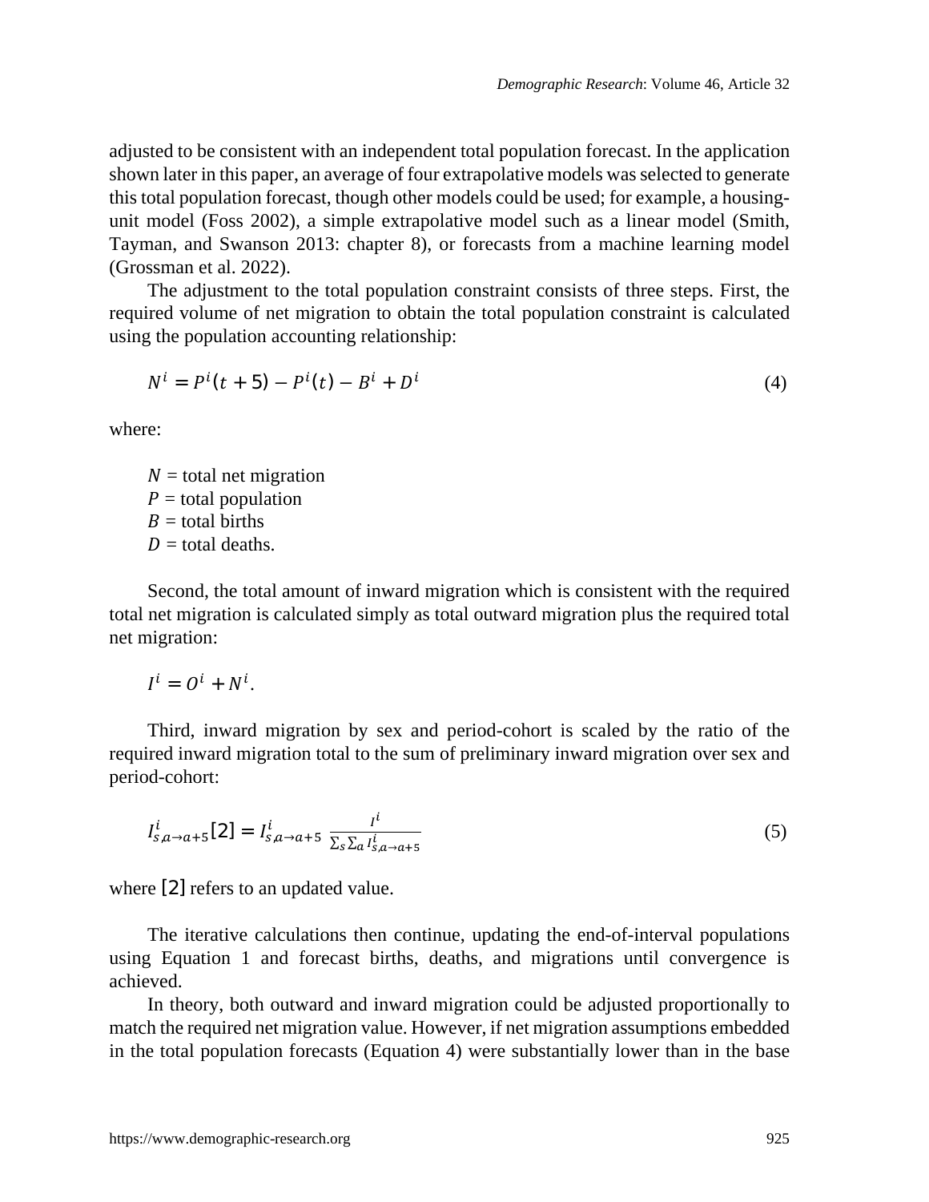adjusted to be consistent with an independent total population forecast. In the application shown later in this paper, an average of four extrapolative models was selected to generate this total population forecast, though other models could be used; for example, a housing-unit model (Foss 2002), a simple extrapolative model such as a linear model (Smith, Tayman, and Swanson 2013: chapter 8), or forecasts from a machine learning model (Grossman et al. 2022).

The adjustment to the total population constraint consists of three steps. First, the required volume of net migration to obtain the total population constraint is calculated using the population accounting relationship:

$$N^i = P^i(t+5) - P^i(t) - B^i + D^i \tag{4}$$

where:

$N$ = total net migration
$P$ = total population
$B$ = total births
$D$ = total deaths.

Second, the total amount of inward migration which is consistent with the required total net migration is calculated simply as total outward migration plus the required total net migration:

$$I^i = O^i + N^i.$$

Third, inward migration by sex and period-cohort is scaled by the ratio of the required inward migration total to the sum of preliminary inward migration over sex and period-cohort:

$$I^i_{s,a\to a+5}[2] = I^i_{s,a\to a+5} \ \frac{I^i}{\sum_s \sum_a I^i_{s,a\to a+5}} \tag{5}$$

where [2] refers to an updated value.

The iterative calculations then continue, updating the end-of-interval populations using Equation 1 and forecast births, deaths, and migrations until convergence is achieved.

In theory, both outward and inward migration could be adjusted proportionally to match the required net migration value. However, if net migration assumptions embedded in the total population forecasts (Equation 4) were substantially lower than in the base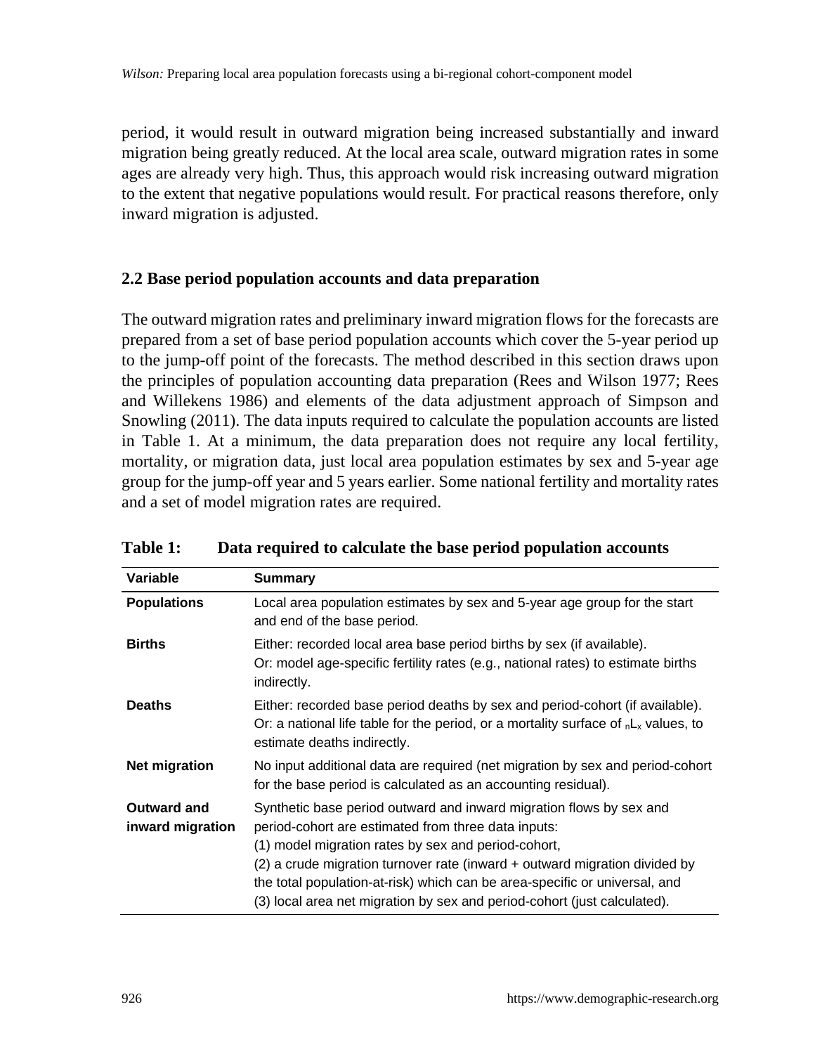period, it would result in outward migration being increased substantially and inward migration being greatly reduced. At the local area scale, outward migration rates in some ages are already very high. Thus, this approach would risk increasing outward migration to the extent that negative populations would result. For practical reasons therefore, only inward migration is adjusted.

### 2.2 Base period population accounts and data preparation

The outward migration rates and preliminary inward migration flows for the forecasts are prepared from a set of base period population accounts which cover the 5-year period up to the jump-off point of the forecasts. The method described in this section draws upon the principles of population accounting data preparation (Rees and Wilson 1977; Rees and Willekens 1986) and elements of the data adjustment approach of Simpson and Snowling (2011). The data inputs required to calculate the population accounts are listed in Table 1. At a minimum, the data preparation does not require any local fertility, mortality, or migration data, just local area population estimates by sex and 5-year age group for the jump-off year and 5 years earlier. Some national fertility and mortality rates and a set of model migration rates are required.

**Table 1: Data required to calculate the base period population accounts**

| Variable | Summary |
|---|---|
| **Populations** | Local area population estimates by sex and 5-year age group for the start and end of the base period. |
| **Births** | Either: recorded local area base period births by sex (if available).<br>Or: model age-specific fertility rates (e.g., national rates) to estimate births indirectly. |
| **Deaths** | Either: recorded base period deaths by sex and period-cohort (if available).<br>Or: a national life table for the period, or a mortality surface of ${}_nL_x$ values, to estimate deaths indirectly. |
| **Net migration** | No input additional data are required (net migration by sex and period-cohort for the base period is calculated as an accounting residual). |
| **Outward and inward migration** | Synthetic base period outward and inward migration flows by sex and period-cohort are estimated from three data inputs:<br>(1) model migration rates by sex and period-cohort,<br>(2) a crude migration turnover rate (inward + outward migration divided by the total population-at-risk) which can be area-specific or universal, and<br>(3) local area net migration by sex and period-cohort (just calculated). |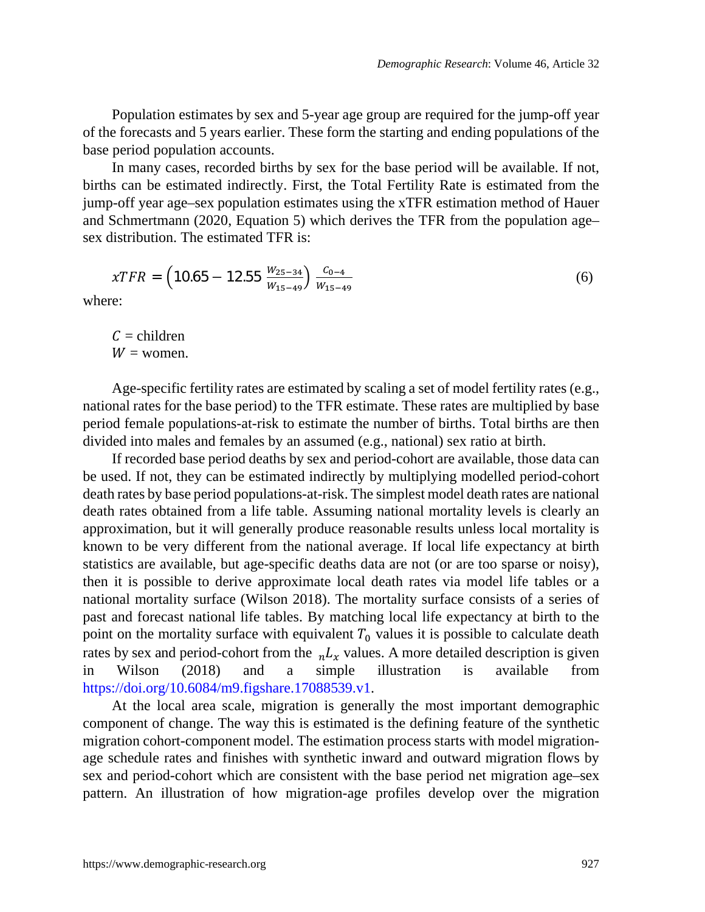Population estimates by sex and 5-year age group are required for the jump-off year of the forecasts and 5 years earlier. These form the starting and ending populations of the base period population accounts.

In many cases, recorded births by sex for the base period will be available. If not, births can be estimated indirectly. First, the Total Fertility Rate is estimated from the jump-off year age–sex population estimates using the xTFR estimation method of Hauer and Schmertmann (2020, Equation 5) which derives the TFR from the population age–sex distribution. The estimated TFR is:

$$xTFR = \left(10.65 - 12.55\,\frac{W_{25-34}}{W_{15-49}}\right)\frac{C_{0-4}}{W_{15-49}} \tag{6}$$

where:

$C$ = children
$W$ = women.

Age-specific fertility rates are estimated by scaling a set of model fertility rates (e.g., national rates for the base period) to the TFR estimate. These rates are multiplied by base period female populations-at-risk to estimate the number of births. Total births are then divided into males and females by an assumed (e.g., national) sex ratio at birth.

If recorded base period deaths by sex and period-cohort are available, those data can be used. If not, they can be estimated indirectly by multiplying modelled period-cohort death rates by base period populations-at-risk. The simplest model death rates are national death rates obtained from a life table. Assuming national mortality levels is clearly an approximation, but it will generally produce reasonable results unless local mortality is known to be very different from the national average. If local life expectancy at birth statistics are available, but age-specific deaths data are not (or are too sparse or noisy), then it is possible to derive approximate local death rates via model life tables or a national mortality surface (Wilson 2018). The mortality surface consists of a series of past and forecast national life tables. By matching local life expectancy at birth to the point on the mortality surface with equivalent $T_0$ values it is possible to calculate death rates by sex and period-cohort from the ${}_nL_x$ values. A more detailed description is given in Wilson (2018) and a simple illustration is available from https://doi.org/10.6084/m9.figshare.17088539.v1.

At the local area scale, migration is generally the most important demographic component of change. The way this is estimated is the defining feature of the synthetic migration cohort-component model. The estimation process starts with model migration-age schedule rates and finishes with synthetic inward and outward migration flows by sex and period-cohort which are consistent with the base period net migration age–sex pattern. An illustration of how migration-age profiles develop over the migration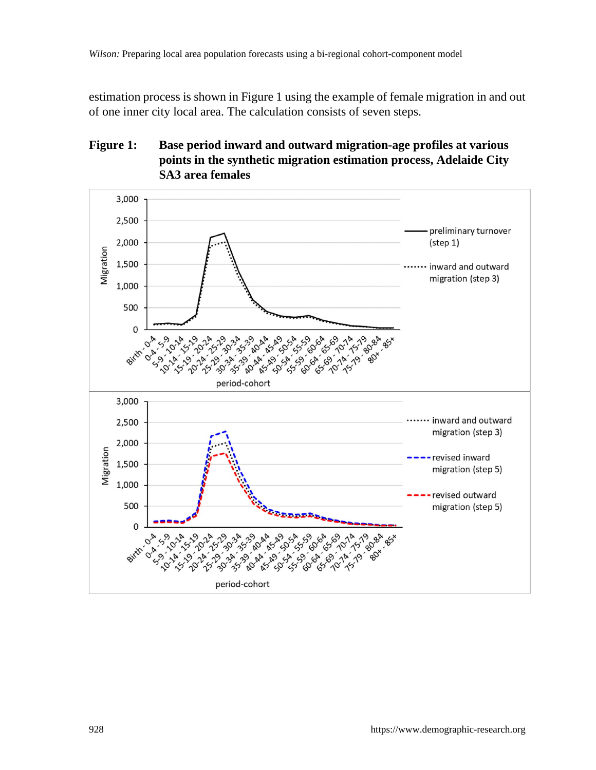estimation process is shown in Figure 1 using the example of female migration in and out of one inner city local area. The calculation consists of seven steps.

**Figure 1: Base period inward and outward migration-age profiles at various points in the synthetic migration estimation process, Adelaide City SA3 area females**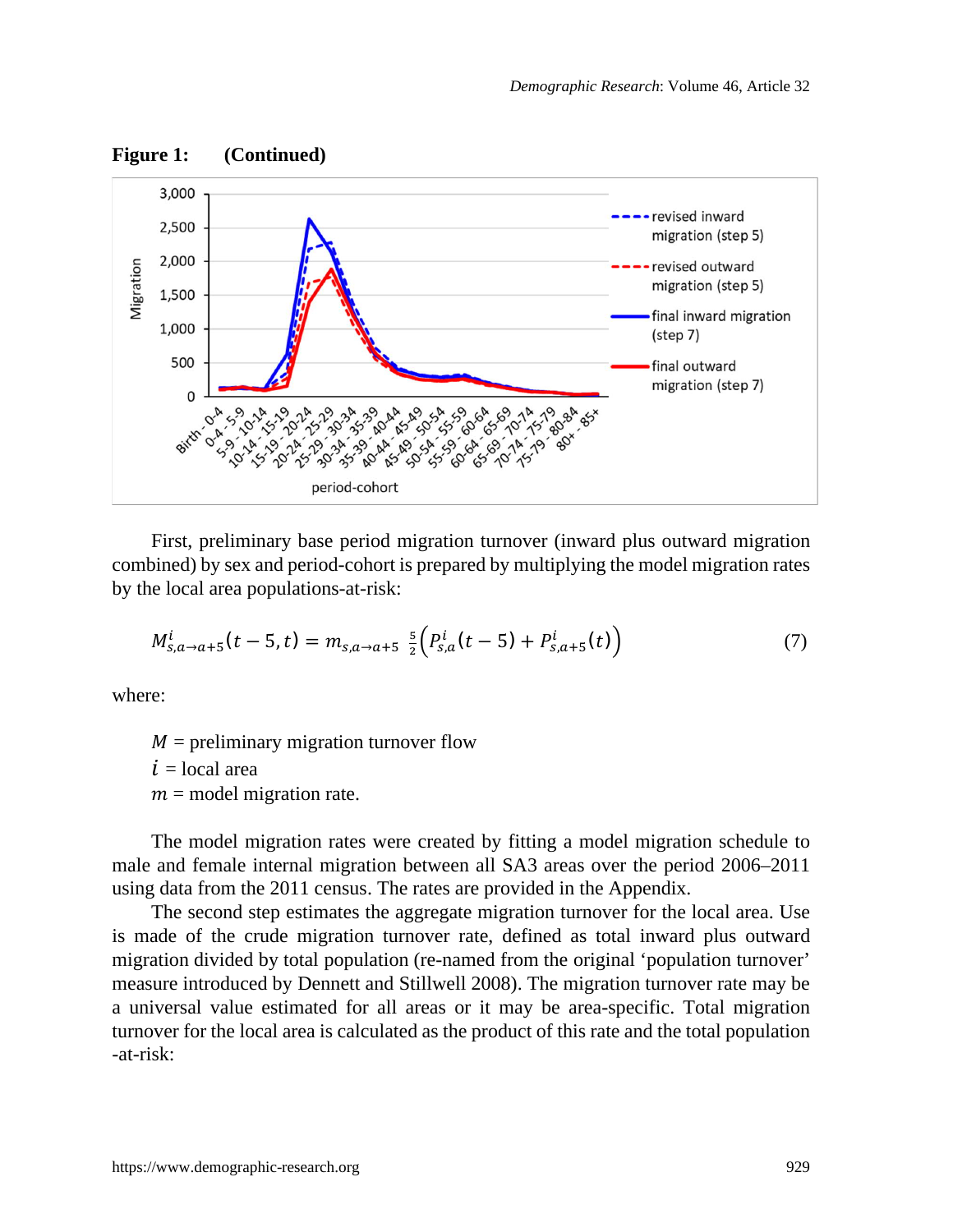**Figure 1: (Continued)**

First, preliminary base period migration turnover (inward plus outward migration combined) by sex and period-cohort is prepared by multiplying the model migration rates by the local area populations-at-risk:

$$M_{s,a\rightarrow a+5}^{i}(t-5,t) = m_{s,a\rightarrow a+5}\ \tfrac{5}{2}\left(P_{s,a}^{i}(t-5) + P_{s,a+5}^{i}(t)\right) \tag{7}$$

where:

$M$ = preliminary migration turnover flow
$i$ = local area
$m$ = model migration rate.

The model migration rates were created by fitting a model migration schedule to male and female internal migration between all SA3 areas over the period 2006–2011 using data from the 2011 census. The rates are provided in the Appendix.

The second step estimates the aggregate migration turnover for the local area. Use is made of the crude migration turnover rate, defined as total inward plus outward migration divided by total population (re-named from the original 'population turnover' measure introduced by Dennett and Stillwell 2008). The migration turnover rate may be a universal value estimated for all areas or it may be area-specific. Total migration turnover for the local area is calculated as the product of this rate and the total population -at-risk: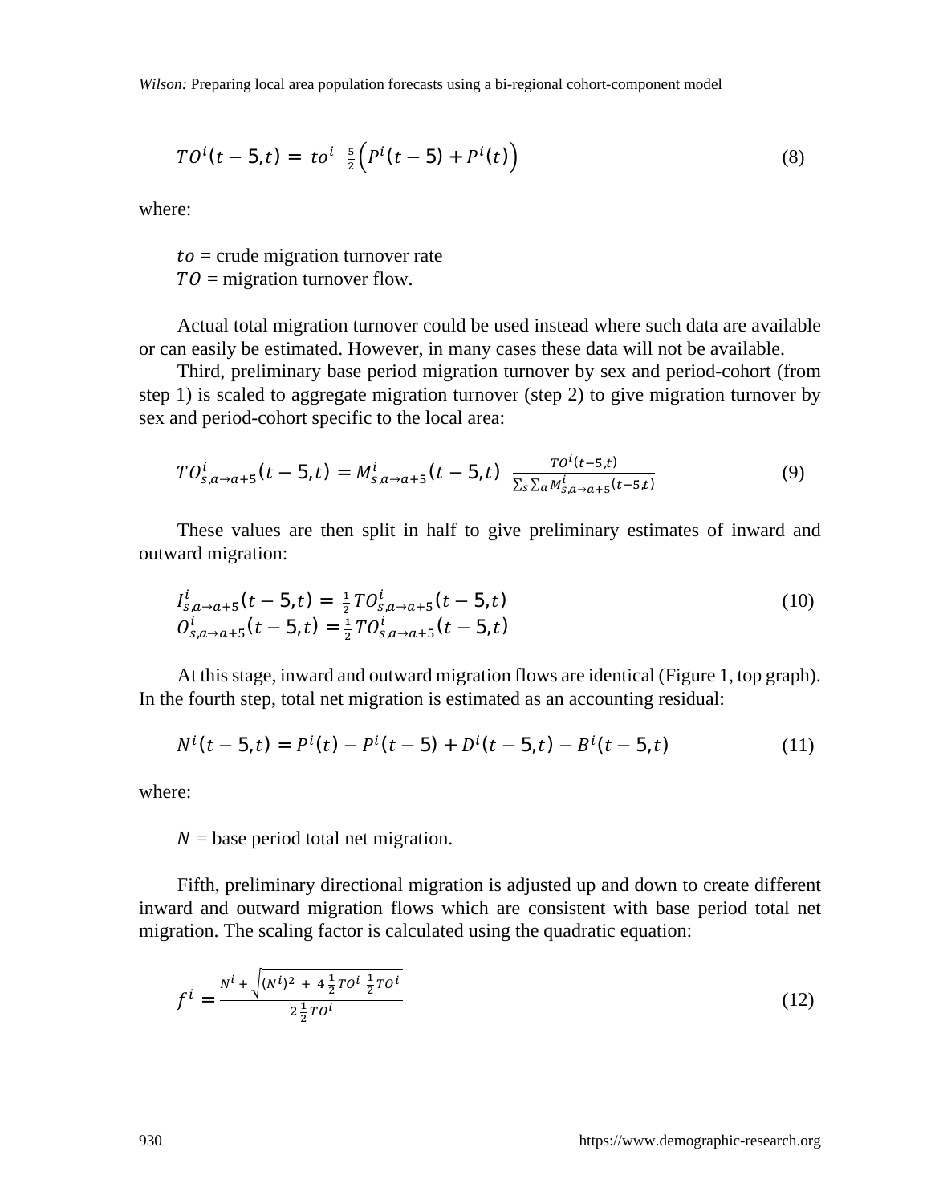$$TO^i(t-5,t) = to^i \;\; \tfrac{5}{2}\left(P^i(t-5) + P^i(t)\right) \tag{8}$$

where:

$to$ = crude migration turnover rate
$TO$ = migration turnover flow.

Actual total migration turnover could be used instead where such data are available or can easily be estimated. However, in many cases these data will not be available.

Third, preliminary base period migration turnover by sex and period-cohort (from step 1) is scaled to aggregate migration turnover (step 2) to give migration turnover by sex and period-cohort specific to the local area:

$$TO^i_{s,a\to a+5}(t-5,t) = M^i_{s,a\to a+5}(t-5,t) \;\; \frac{TO^i(t-5,t)}{\sum_s \sum_a M^i_{s,a\to a+5}(t-5,t)} \tag{9}$$

These values are then split in half to give preliminary estimates of inward and outward migration:

$$\begin{aligned} I^i_{s,a\to a+5}(t-5,t) &= \tfrac{1}{2} TO^i_{s,a\to a+5}(t-5,t) \\ O^i_{s,a\to a+5}(t-5,t) &= \tfrac{1}{2} TO^i_{s,a\to a+5}(t-5,t) \end{aligned} \tag{10}$$

At this stage, inward and outward migration flows are identical (Figure 1, top graph). In the fourth step, total net migration is estimated as an accounting residual:

$$N^i(t-5,t) = P^i(t) - P^i(t-5) + D^i(t-5,t) - B^i(t-5,t) \tag{11}$$

where:

$N$ = base period total net migration.

Fifth, preliminary directional migration is adjusted up and down to create different inward and outward migration flows which are consistent with base period total net migration. The scaling factor is calculated using the quadratic equation:

$$f^i = \frac{N^i + \sqrt{(N^i)^2 \; + \; 4\,\frac{1}{2}TO^i \;\frac{1}{2}TO^i}}{2\,\frac{1}{2}TO^i} \tag{12}$$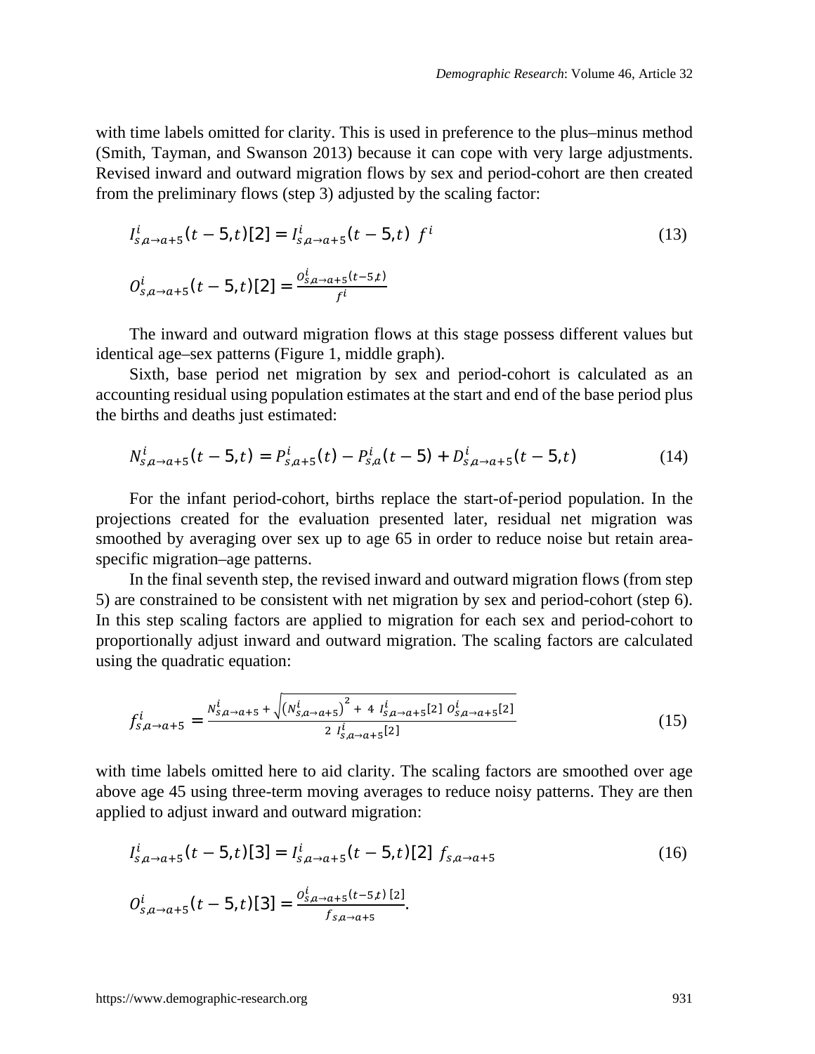with time labels omitted for clarity. This is used in preference to the plus–minus method (Smith, Tayman, and Swanson 2013) because it can cope with very large adjustments. Revised inward and outward migration flows by sex and period-cohort are then created from the preliminary flows (step 3) adjusted by the scaling factor:

$$I^i_{s,a\to a+5}(t-5,t)[2] = I^i_{s,a\to a+5}(t-5,t)\ f^i \tag{13}$$

$$O^i_{s,a\to a+5}(t-5,t)[2] = \frac{O^i_{s,a\to a+5}(t-5,t)}{f^i}$$

The inward and outward migration flows at this stage possess different values but identical age–sex patterns (Figure 1, middle graph).

Sixth, base period net migration by sex and period-cohort is calculated as an accounting residual using population estimates at the start and end of the base period plus the births and deaths just estimated:

$$N^i_{s,a\to a+5}(t-5,t) = P^i_{s,a+5}(t) - P^i_{s,a}(t-5) + D^i_{s,a\to a+5}(t-5,t) \tag{14}$$

For the infant period-cohort, births replace the start-of-period population. In the projections created for the evaluation presented later, residual net migration was smoothed by averaging over sex up to age 65 in order to reduce noise but retain area-specific migration–age patterns.

In the final seventh step, the revised inward and outward migration flows (from step 5) are constrained to be consistent with net migration by sex and period-cohort (step 6). In this step scaling factors are applied to migration for each sex and period-cohort to proportionally adjust inward and outward migration. The scaling factors are calculated using the quadratic equation:

$$f^i_{s,a\to a+5} = \frac{N^i_{s,a\to a+5} + \sqrt{\left(N^i_{s,a\to a+5}\right)^2 + 4\ I^i_{s,a\to a+5}[2]\ O^i_{s,a\to a+5}[2]}}{2\ I^i_{s,a\to a+5}[2]} \tag{15}$$

with time labels omitted here to aid clarity. The scaling factors are smoothed over age above age 45 using three-term moving averages to reduce noisy patterns. They are then applied to adjust inward and outward migration:

$$I^i_{s,a\to a+5}(t-5,t)[3] = I^i_{s,a\to a+5}(t-5,t)[2]\ f_{s,a\to a+5} \tag{16}$$

$$O^i_{s,a\to a+5}(t-5,t)[3] = \frac{O^i_{s,a\to a+5}(t-5,t)\,[2]}{f_{s,a\to a+5}}.$$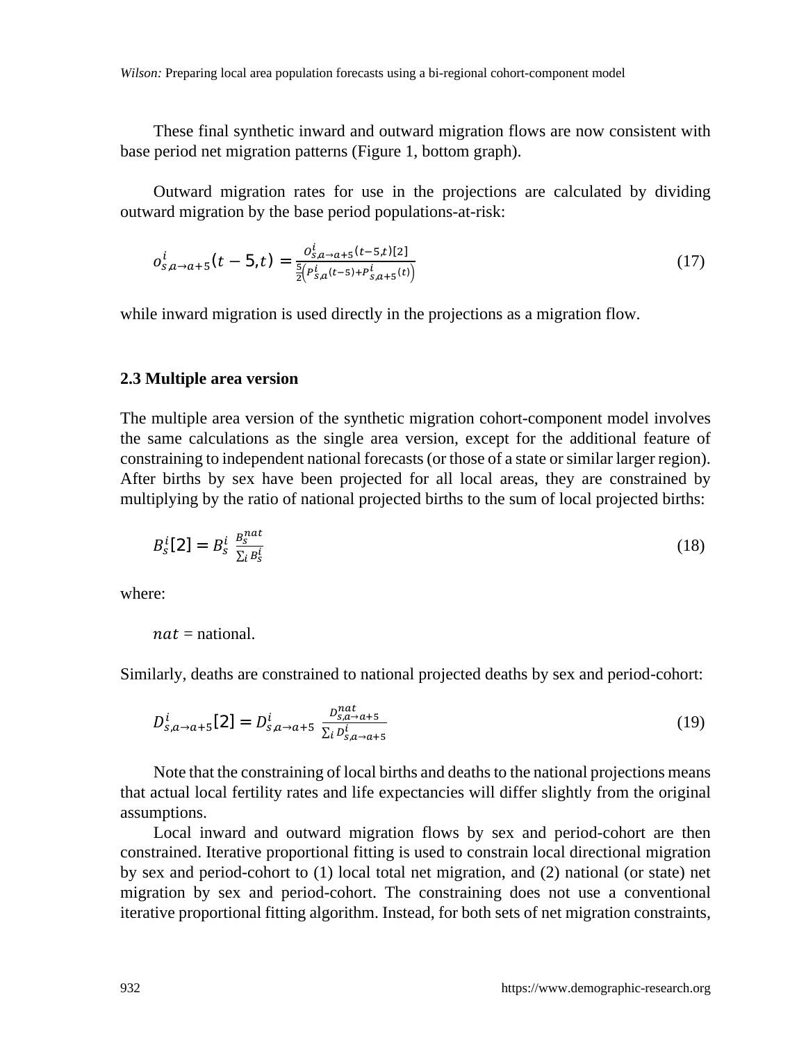These final synthetic inward and outward migration flows are now consistent with base period net migration patterns (Figure 1, bottom graph).

Outward migration rates for use in the projections are calculated by dividing outward migration by the base period populations-at-risk:

$$o^{i}_{s,a\rightarrow a+5}(t-5,t) = \frac{O^{i}_{s,a\rightarrow a+5}(t-5,t)[2]}{\frac{5}{2}\left(P^{i}_{s,a}(t-5)+P^{i}_{s,a+5}(t)\right)} \tag{17}$$

while inward migration is used directly in the projections as a migration flow.

### 2.3 Multiple area version

The multiple area version of the synthetic migration cohort-component model involves the same calculations as the single area version, except for the additional feature of constraining to independent national forecasts (or those of a state or similar larger region). After births by sex have been projected for all local areas, they are constrained by multiplying by the ratio of national projected births to the sum of local projected births:

$$B^{i}_{s}[2] = B^{i}_{s}\ \frac{B^{nat}_{s}}{\sum_{i} B^{i}_{s}} \tag{18}$$

where:

$nat$ = national.

Similarly, deaths are constrained to national projected deaths by sex and period-cohort:

$$D^{i}_{s,a\rightarrow a+5}[2] = D^{i}_{s,a\rightarrow a+5}\ \frac{D^{nat}_{s,a\rightarrow a+5}}{\sum_{i} D^{i}_{s,a\rightarrow a+5}} \tag{19}$$

Note that the constraining of local births and deaths to the national projections means that actual local fertility rates and life expectancies will differ slightly from the original assumptions.

Local inward and outward migration flows by sex and period-cohort are then constrained. Iterative proportional fitting is used to constrain local directional migration by sex and period-cohort to (1) local total net migration, and (2) national (or state) net migration by sex and period-cohort. The constraining does not use a conventional iterative proportional fitting algorithm. Instead, for both sets of net migration constraints,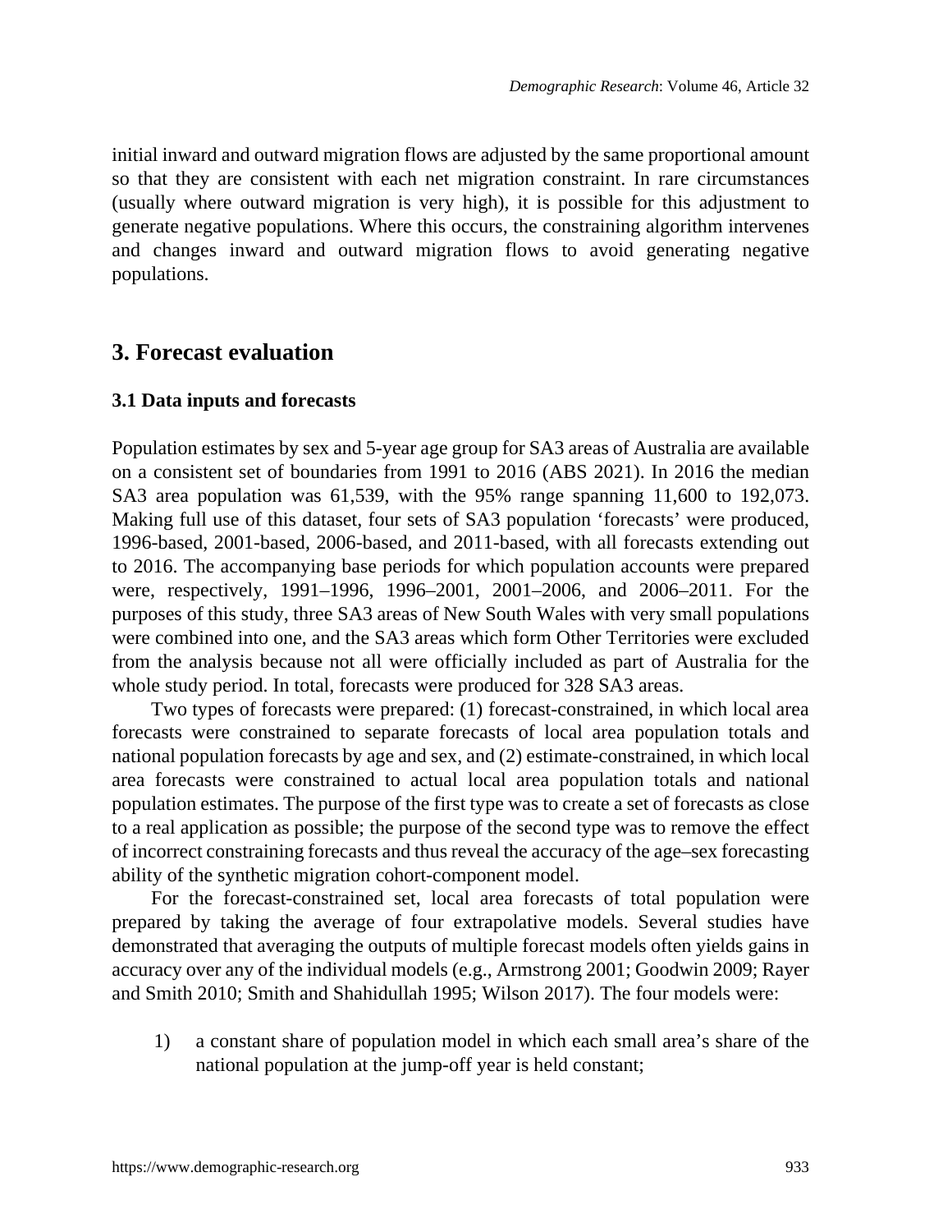initial inward and outward migration flows are adjusted by the same proportional amount so that they are consistent with each net migration constraint. In rare circumstances (usually where outward migration is very high), it is possible for this adjustment to generate negative populations. Where this occurs, the constraining algorithm intervenes and changes inward and outward migration flows to avoid generating negative populations.

## 3. Forecast evaluation

### 3.1 Data inputs and forecasts

Population estimates by sex and 5-year age group for SA3 areas of Australia are available on a consistent set of boundaries from 1991 to 2016 (ABS 2021). In 2016 the median SA3 area population was 61,539, with the 95% range spanning 11,600 to 192,073. Making full use of this dataset, four sets of SA3 population 'forecasts' were produced, 1996-based, 2001-based, 2006-based, and 2011-based, with all forecasts extending out to 2016. The accompanying base periods for which population accounts were prepared were, respectively, 1991–1996, 1996–2001, 2001–2006, and 2006–2011. For the purposes of this study, three SA3 areas of New South Wales with very small populations were combined into one, and the SA3 areas which form Other Territories were excluded from the analysis because not all were officially included as part of Australia for the whole study period. In total, forecasts were produced for 328 SA3 areas.

Two types of forecasts were prepared: (1) forecast-constrained, in which local area forecasts were constrained to separate forecasts of local area population totals and national population forecasts by age and sex, and (2) estimate-constrained, in which local area forecasts were constrained to actual local area population totals and national population estimates. The purpose of the first type was to create a set of forecasts as close to a real application as possible; the purpose of the second type was to remove the effect of incorrect constraining forecasts and thus reveal the accuracy of the age–sex forecasting ability of the synthetic migration cohort-component model.

For the forecast-constrained set, local area forecasts of total population were prepared by taking the average of four extrapolative models. Several studies have demonstrated that averaging the outputs of multiple forecast models often yields gains in accuracy over any of the individual models (e.g., Armstrong 2001; Goodwin 2009; Rayer and Smith 2010; Smith and Shahidullah 1995; Wilson 2017). The four models were:

1) a constant share of population model in which each small area's share of the national population at the jump-off year is held constant;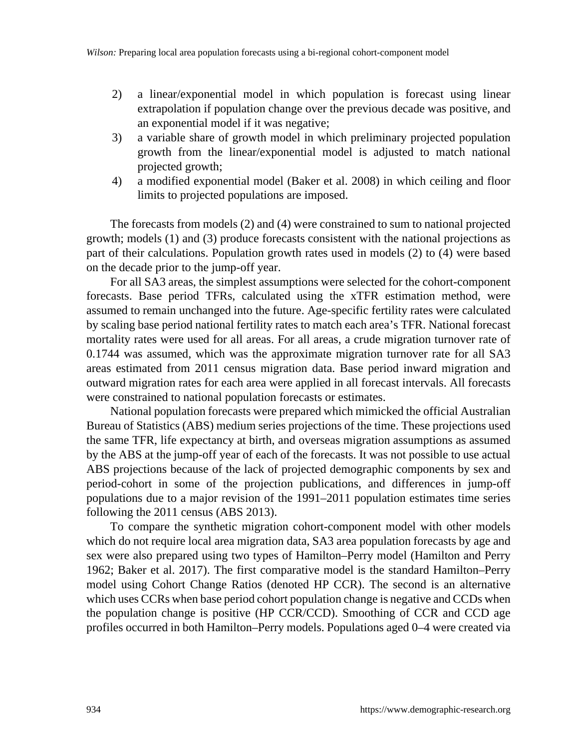2) a linear/exponential model in which population is forecast using linear extrapolation if population change over the previous decade was positive, and an exponential model if it was negative;
3) a variable share of growth model in which preliminary projected population growth from the linear/exponential model is adjusted to match national projected growth;
4) a modified exponential model (Baker et al. 2008) in which ceiling and floor limits to projected populations are imposed.

The forecasts from models (2) and (4) were constrained to sum to national projected growth; models (1) and (3) produce forecasts consistent with the national projections as part of their calculations. Population growth rates used in models (2) to (4) were based on the decade prior to the jump-off year.

For all SA3 areas, the simplest assumptions were selected for the cohort-component forecasts. Base period TFRs, calculated using the xTFR estimation method, were assumed to remain unchanged into the future. Age-specific fertility rates were calculated by scaling base period national fertility rates to match each area's TFR. National forecast mortality rates were used for all areas. For all areas, a crude migration turnover rate of 0.1744 was assumed, which was the approximate migration turnover rate for all SA3 areas estimated from 2011 census migration data. Base period inward migration and outward migration rates for each area were applied in all forecast intervals. All forecasts were constrained to national population forecasts or estimates.

National population forecasts were prepared which mimicked the official Australian Bureau of Statistics (ABS) medium series projections of the time. These projections used the same TFR, life expectancy at birth, and overseas migration assumptions as assumed by the ABS at the jump-off year of each of the forecasts. It was not possible to use actual ABS projections because of the lack of projected demographic components by sex and period-cohort in some of the projection publications, and differences in jump-off populations due to a major revision of the 1991–2011 population estimates time series following the 2011 census (ABS 2013).

To compare the synthetic migration cohort-component model with other models which do not require local area migration data, SA3 area population forecasts by age and sex were also prepared using two types of Hamilton–Perry model (Hamilton and Perry 1962; Baker et al. 2017). The first comparative model is the standard Hamilton–Perry model using Cohort Change Ratios (denoted HP CCR). The second is an alternative which uses CCRs when base period cohort population change is negative and CCDs when the population change is positive (HP CCR/CCD). Smoothing of CCR and CCD age profiles occurred in both Hamilton–Perry models. Populations aged 0–4 were created via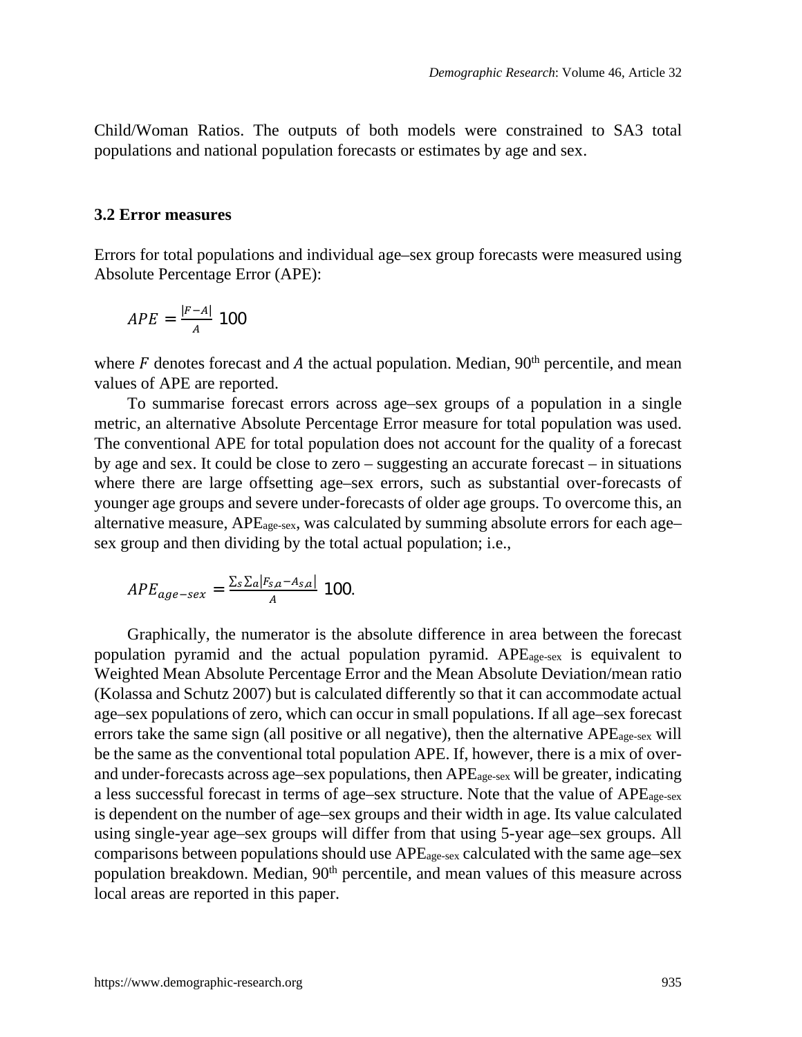Child/Woman Ratios. The outputs of both models were constrained to SA3 total populations and national population forecasts or estimates by age and sex.

### 3.2 Error measures

Errors for total populations and individual age–sex group forecasts were measured using Absolute Percentage Error (APE):

$$APE = \frac{|F - A|}{A}\ 100$$

where $F$ denotes forecast and $A$ the actual population. Median, 90th percentile, and mean values of APE are reported.

To summarise forecast errors across age–sex groups of a population in a single metric, an alternative Absolute Percentage Error measure for total population was used. The conventional APE for total population does not account for the quality of a forecast by age and sex. It could be close to zero – suggesting an accurate forecast – in situations where there are large offsetting age–sex errors, such as substantial over-forecasts of younger age groups and severe under-forecasts of older age groups. To overcome this, an alternative measure, $\text{APE}_{\text{age-sex}}$, was calculated by summing absolute errors for each age–sex group and then dividing by the total actual population; i.e.,

$$APE_{age-sex} = \frac{\sum_s \sum_a |F_{s,a} - A_{s,a}|}{A}\ 100.$$

Graphically, the numerator is the absolute difference in area between the forecast population pyramid and the actual population pyramid. $\text{APE}_{\text{age-sex}}$ is equivalent to Weighted Mean Absolute Percentage Error and the Mean Absolute Deviation/mean ratio (Kolassa and Schutz 2007) but is calculated differently so that it can accommodate actual age–sex populations of zero, which can occur in small populations. If all age–sex forecast errors take the same sign (all positive or all negative), then the alternative $\text{APE}_{\text{age-sex}}$ will be the same as the conventional total population APE. If, however, there is a mix of over- and under-forecasts across age–sex populations, then $\text{APE}_{\text{age-sex}}$ will be greater, indicating a less successful forecast in terms of age–sex structure. Note that the value of $\text{APE}_{\text{age-sex}}$ is dependent on the number of age–sex groups and their width in age. Its value calculated using single-year age–sex groups will differ from that using 5-year age–sex groups. All comparisons between populations should use $\text{APE}_{\text{age-sex}}$ calculated with the same age–sex population breakdown. Median, 90th percentile, and mean values of this measure across local areas are reported in this paper.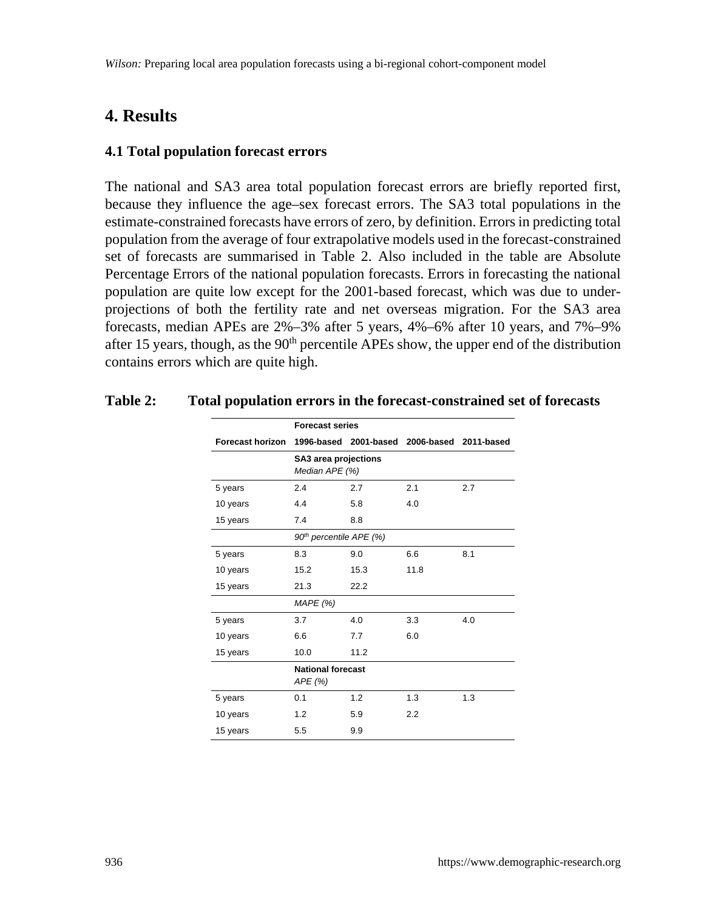## 4. Results

### 4.1 Total population forecast errors

The national and SA3 area total population forecast errors are briefly reported first, because they influence the age–sex forecast errors. The SA3 total populations in the estimate-constrained forecasts have errors of zero, by definition. Errors in predicting total population from the average of four extrapolative models used in the forecast-constrained set of forecasts are summarised in Table 2. Also included in the table are Absolute Percentage Errors of the national population forecasts. Errors in forecasting the national population are quite low except for the 2001-based forecast, which was due to under-projections of both the fertility rate and net overseas migration. For the SA3 area forecasts, median APEs are 2%–3% after 5 years, 4%–6% after 10 years, and 7%–9% after 15 years, though, as the 90th percentile APEs show, the upper end of the distribution contains errors which are quite high.

**Table 2: Total population errors in the forecast-constrained set of forecasts**

| | **Forecast series** | | | |
|---|---|---|---|---|
| **Forecast horizon** | **1996-based** | **2001-based** | **2006-based** | **2011-based** |
| | **SA3 area projections** *Median APE (%)* | | | |
| 5 years | 2.4 | 2.7 | 2.1 | 2.7 |
| 10 years | 4.4 | 5.8 | 4.0 | |
| 15 years | 7.4 | 8.8 | | |
| | *90th percentile APE (%)* | | | |
| 5 years | 8.3 | 9.0 | 6.6 | 8.1 |
| 10 years | 15.2 | 15.3 | 11.8 | |
| 15 years | 21.3 | 22.2 | | |
| | *MAPE (%)* | | | |
| 5 years | 3.7 | 4.0 | 3.3 | 4.0 |
| 10 years | 6.6 | 7.7 | 6.0 | |
| 15 years | 10.0 | 11.2 | | |
| | **National forecast** *APE (%)* | | | |
| 5 years | 0.1 | 1.2 | 1.3 | 1.3 |
| 10 years | 1.2 | 5.9 | 2.2 | |
| 15 years | 5.5 | 9.9 | | |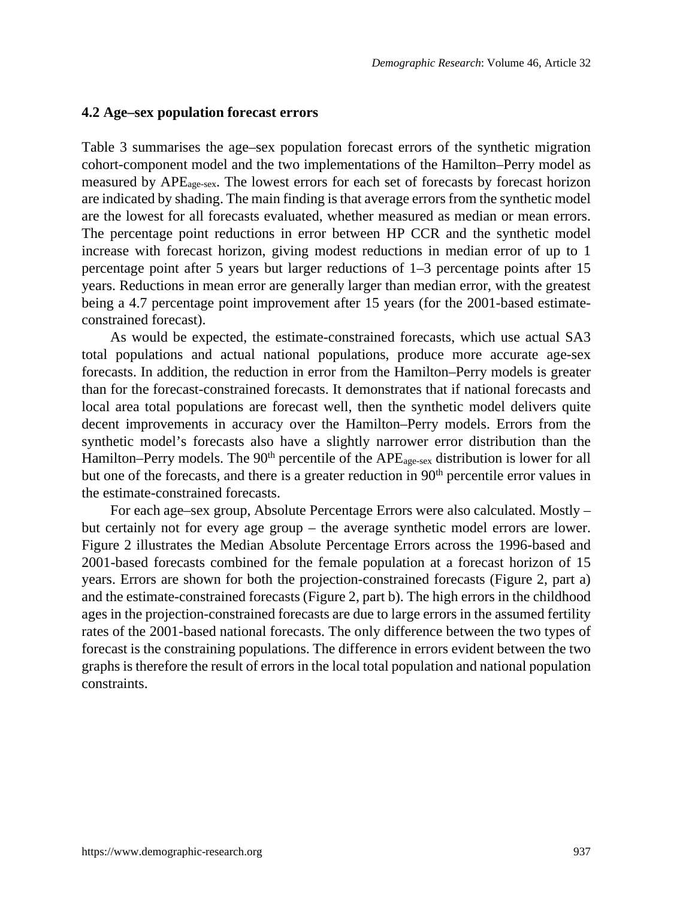### 4.2 Age–sex population forecast errors

Table 3 summarises the age–sex population forecast errors of the synthetic migration cohort-component model and the two implementations of the Hamilton–Perry model as measured by $APE_{age\text{-}sex}$. The lowest errors for each set of forecasts by forecast horizon are indicated by shading. The main finding is that average errors from the synthetic model are the lowest for all forecasts evaluated, whether measured as median or mean errors. The percentage point reductions in error between HP CCR and the synthetic model increase with forecast horizon, giving modest reductions in median error of up to 1 percentage point after 5 years but larger reductions of 1–3 percentage points after 15 years. Reductions in mean error are generally larger than median error, with the greatest being a 4.7 percentage point improvement after 15 years (for the 2001-based estimate-constrained forecast).

As would be expected, the estimate-constrained forecasts, which use actual SA3 total populations and actual national populations, produce more accurate age-sex forecasts. In addition, the reduction in error from the Hamilton–Perry models is greater than for the forecast-constrained forecasts. It demonstrates that if national forecasts and local area total populations are forecast well, then the synthetic model delivers quite decent improvements in accuracy over the Hamilton–Perry models. Errors from the synthetic model's forecasts also have a slightly narrower error distribution than the Hamilton–Perry models. The 90th percentile of the $APE_{age\text{-}sex}$ distribution is lower for all but one of the forecasts, and there is a greater reduction in 90th percentile error values in the estimate-constrained forecasts.

For each age–sex group, Absolute Percentage Errors were also calculated. Mostly – but certainly not for every age group – the average synthetic model errors are lower. Figure 2 illustrates the Median Absolute Percentage Errors across the 1996-based and 2001-based forecasts combined for the female population at a forecast horizon of 15 years. Errors are shown for both the projection-constrained forecasts (Figure 2, part a) and the estimate-constrained forecasts (Figure 2, part b). The high errors in the childhood ages in the projection-constrained forecasts are due to large errors in the assumed fertility rates of the 2001-based national forecasts. The only difference between the two types of forecast is the constraining populations. The difference in errors evident between the two graphs is therefore the result of errors in the local total population and national population constraints.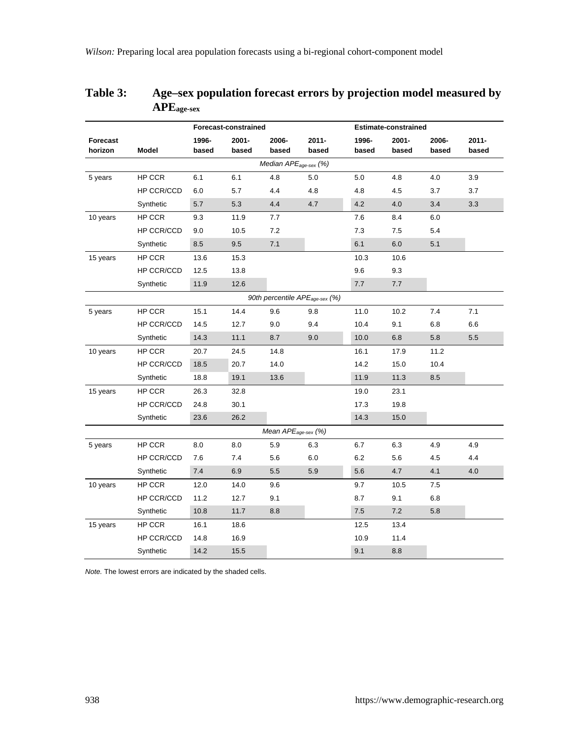**Table 3: Age–sex population forecast errors by projection model measured by $APE_{age\text{-}sex}$**

| Forecast horizon | Model | Forecast-constrained | | | | Estimate-constrained | | | |
|---|---|---|---|---|---|---|---|---|---|
| | | 1996-based | 2001-based | 2006-based | 2011-based | 1996-based | 2001-based | 2006-based | 2011-based |
| | | | | *Median $APE_{age\text{-}sex}$ (%)* | | | | | |
| 5 years | HP CCR | 6.1 | 6.1 | 4.8 | 5.0 | 5.0 | 4.8 | 4.0 | 3.9 |
| | HP CCR/CCD | 6.0 | 5.7 | 4.4 | 4.8 | 4.8 | 4.5 | 3.7 | 3.7 |
| | Synthetic | 5.7 | 5.3 | 4.4 | 4.7 | 4.2 | 4.0 | 3.4 | 3.3 |
| 10 years | HP CCR | 9.3 | 11.9 | 7.7 | | 7.6 | 8.4 | 6.0 | |
| | HP CCR/CCD | 9.0 | 10.5 | 7.2 | | 7.3 | 7.5 | 5.4 | |
| | Synthetic | 8.5 | 9.5 | 7.1 | | 6.1 | 6.0 | 5.1 | |
| 15 years | HP CCR | 13.6 | 15.3 | | | 10.3 | 10.6 | | |
| | HP CCR/CCD | 12.5 | 13.8 | | | 9.6 | 9.3 | | |
| | Synthetic | 11.9 | 12.6 | | | 7.7 | 7.7 | | |
| | | | | *90th percentile $APE_{age\text{-}sex}$ (%)* | | | | | |
| 5 years | HP CCR | 15.1 | 14.4 | 9.6 | 9.8 | 11.0 | 10.2 | 7.4 | 7.1 |
| | HP CCR/CCD | 14.5 | 12.7 | 9.0 | 9.4 | 10.4 | 9.1 | 6.8 | 6.6 |
| | Synthetic | 14.3 | 11.1 | 8.7 | 9.0 | 10.0 | 6.8 | 5.8 | 5.5 |
| 10 years | HP CCR | 20.7 | 24.5 | 14.8 | | 16.1 | 17.9 | 11.2 | |
| | HP CCR/CCD | 18.5 | 20.7 | 14.0 | | 14.2 | 15.0 | 10.4 | |
| | Synthetic | 18.8 | 19.1 | 13.6 | | 11.9 | 11.3 | 8.5 | |
| 15 years | HP CCR | 26.3 | 32.8 | | | 19.0 | 23.1 | | |
| | HP CCR/CCD | 24.8 | 30.1 | | | 17.3 | 19.8 | | |
| | Synthetic | 23.6 | 26.2 | | | 14.3 | 15.0 | | |
| | | | | *Mean $APE_{age\text{-}sex}$ (%)* | | | | | |
| 5 years | HP CCR | 8.0 | 8.0 | 5.9 | 6.3 | 6.7 | 6.3 | 4.9 | 4.9 |
| | HP CCR/CCD | 7.6 | 7.4 | 5.6 | 6.0 | 6.2 | 5.6 | 4.5 | 4.4 |
| | Synthetic | 7.4 | 6.9 | 5.5 | 5.9 | 5.6 | 4.7 | 4.1 | 4.0 |
| 10 years | HP CCR | 12.0 | 14.0 | 9.6 | | 9.7 | 10.5 | 7.5 | |
| | HP CCR/CCD | 11.2 | 12.7 | 9.1 | | 8.7 | 9.1 | 6.8 | |
| | Synthetic | 10.8 | 11.7 | 8.8 | | 7.5 | 7.2 | 5.8 | |
| 15 years | HP CCR | 16.1 | 18.6 | | | 12.5 | 13.4 | | |
| | HP CCR/CCD | 14.8 | 16.9 | | | 10.9 | 11.4 | | |
| | Synthetic | 14.2 | 15.5 | | | 9.1 | 8.8 | | |

*Note.* The lowest errors are indicated by the shaded cells.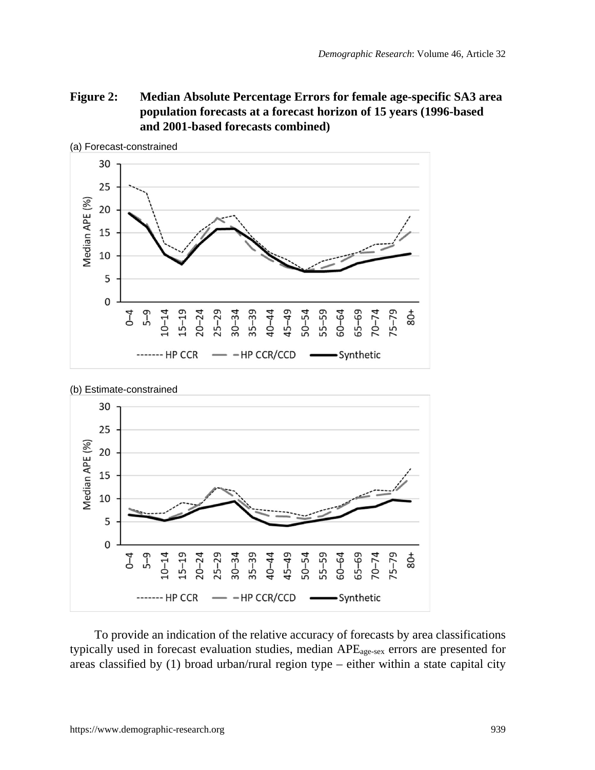**Figure 2: Median Absolute Percentage Errors for female age-specific SA3 area population forecasts at a forecast horizon of 15 years (1996-based and 2001-based forecasts combined)**

(a) Forecast-constrained

(b) Estimate-constrained

To provide an indication of the relative accuracy of forecasts by area classifications typically used in forecast evaluation studies, median $APE_{age\text{-}sex}$ errors are presented for areas classified by (1) broad urban/rural region type – either within a state capital city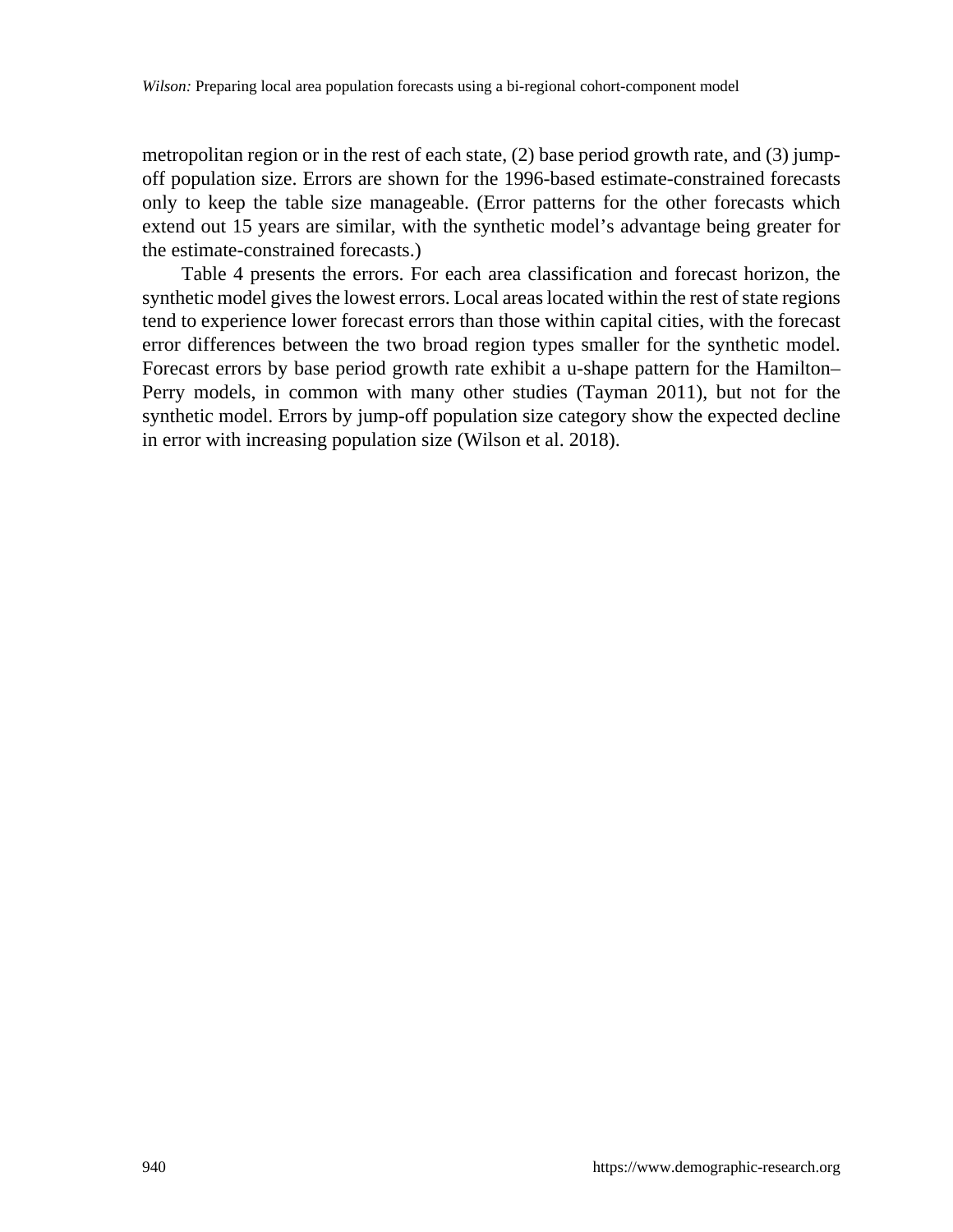metropolitan region or in the rest of each state, (2) base period growth rate, and (3) jump-off population size. Errors are shown for the 1996-based estimate-constrained forecasts only to keep the table size manageable. (Error patterns for the other forecasts which extend out 15 years are similar, with the synthetic model's advantage being greater for the estimate-constrained forecasts.)

Table 4 presents the errors. For each area classification and forecast horizon, the synthetic model gives the lowest errors. Local areas located within the rest of state regions tend to experience lower forecast errors than those within capital cities, with the forecast error differences between the two broad region types smaller for the synthetic model. Forecast errors by base period growth rate exhibit a u-shape pattern for the Hamilton–Perry models, in common with many other studies (Tayman 2011), but not for the synthetic model. Errors by jump-off population size category show the expected decline in error with increasing population size (Wilson et al. 2018).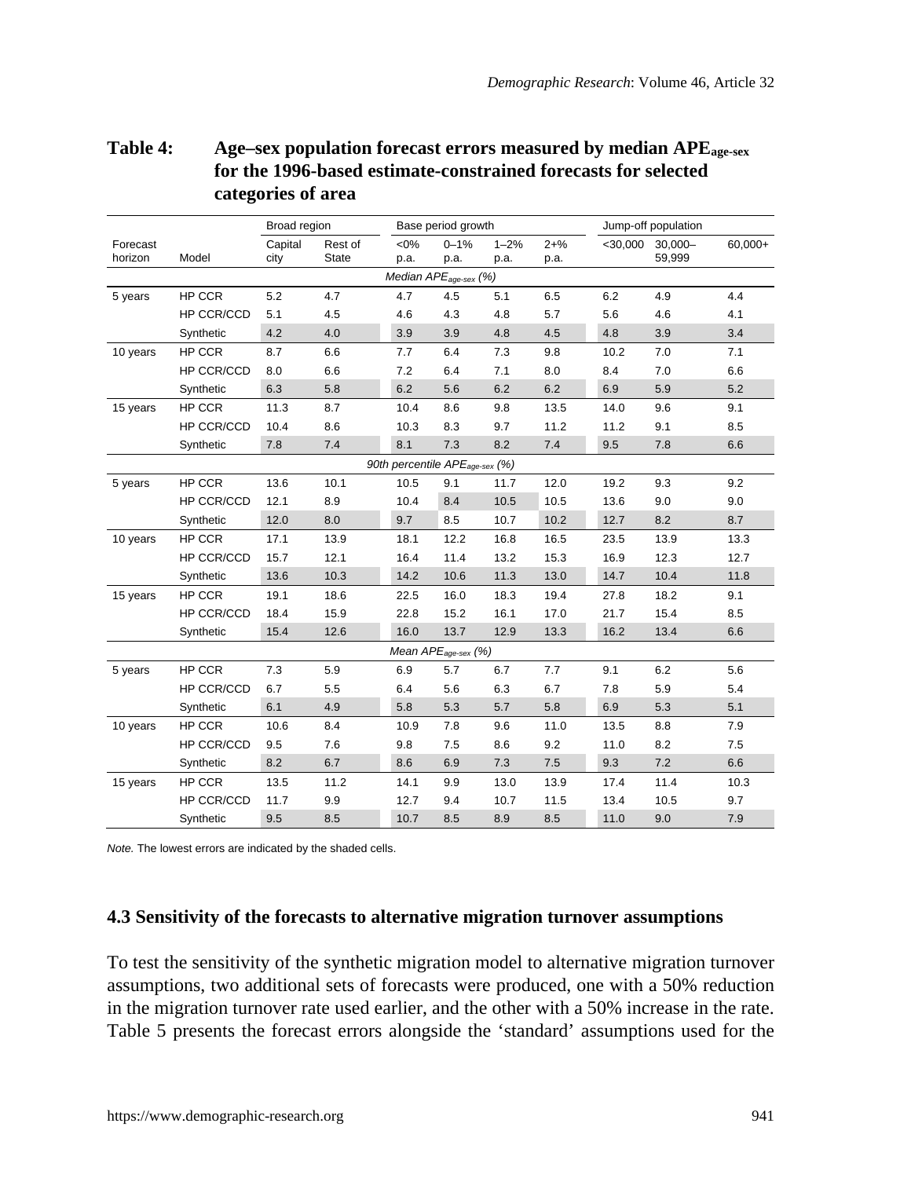**Table 4: Age–sex population forecast errors measured by median $APE_{age\text{-}sex}$ for the 1996-based estimate-constrained forecasts for selected categories of area**

| | | Broad region | | Base period growth | | | | Jump-off population | | |
|---|---|---|---|---|---|---|---|---|---|---|
| Forecast horizon | Model | Capital city | Rest of State | <0% p.a. | 0–1% p.a. | 1–2% p.a. | 2+% p.a. | <30,000 | 30,000–59,999 | 60,000+ |
| | | | | *Median $APE_{age\text{-}sex}$ (%)* | | | | | | |
| 5 years | HP CCR | 5.2 | 4.7 | 4.7 | 4.5 | 5.1 | 6.5 | 6.2 | 4.9 | 4.4 |
| | HP CCR/CCD | 5.1 | 4.5 | 4.6 | 4.3 | 4.8 | 5.7 | 5.6 | 4.6 | 4.1 |
| | Synthetic | 4.2 | 4.0 | 3.9 | 3.9 | 4.8 | 4.5 | 4.8 | 3.9 | 3.4 |
| 10 years | HP CCR | 8.7 | 6.6 | 7.7 | 6.4 | 7.3 | 9.8 | 10.2 | 7.0 | 7.1 |
| | HP CCR/CCD | 8.0 | 6.6 | 7.2 | 6.4 | 7.1 | 8.0 | 8.4 | 7.0 | 6.6 |
| | Synthetic | 6.3 | 5.8 | 6.2 | 5.6 | 6.2 | 6.2 | 6.9 | 5.9 | 5.2 |
| 15 years | HP CCR | 11.3 | 8.7 | 10.4 | 8.6 | 9.8 | 13.5 | 14.0 | 9.6 | 9.1 |
| | HP CCR/CCD | 10.4 | 8.6 | 10.3 | 8.3 | 9.7 | 11.2 | 11.2 | 9.1 | 8.5 |
| | Synthetic | 7.8 | 7.4 | 8.1 | 7.3 | 8.2 | 7.4 | 9.5 | 7.8 | 6.6 |
| | | | | *90th percentile $APE_{age\text{-}sex}$ (%)* | | | | | | |
| 5 years | HP CCR | 13.6 | 10.1 | 10.5 | 9.1 | 11.7 | 12.0 | 19.2 | 9.3 | 9.2 |
| | HP CCR/CCD | 12.1 | 8.9 | 10.4 | 8.4 | 10.5 | 10.5 | 13.6 | 9.0 | 9.0 |
| | Synthetic | 12.0 | 8.0 | 9.7 | 8.5 | 10.7 | 10.2 | 12.7 | 8.2 | 8.7 |
| 10 years | HP CCR | 17.1 | 13.9 | 18.1 | 12.2 | 16.8 | 16.5 | 23.5 | 13.9 | 13.3 |
| | HP CCR/CCD | 15.7 | 12.1 | 16.4 | 11.4 | 13.2 | 15.3 | 16.9 | 12.3 | 12.7 |
| | Synthetic | 13.6 | 10.3 | 14.2 | 10.6 | 11.3 | 13.0 | 14.7 | 10.4 | 11.8 |
| 15 years | HP CCR | 19.1 | 18.6 | 22.5 | 16.0 | 18.3 | 19.4 | 27.8 | 18.2 | 9.1 |
| | HP CCR/CCD | 18.4 | 15.9 | 22.8 | 15.2 | 16.1 | 17.0 | 21.7 | 15.4 | 8.5 |
| | Synthetic | 15.4 | 12.6 | 16.0 | 13.7 | 12.9 | 13.3 | 16.2 | 13.4 | 6.6 |
| | | | | *Mean $APE_{age\text{-}sex}$ (%)* | | | | | | |
| 5 years | HP CCR | 7.3 | 5.9 | 6.9 | 5.7 | 6.7 | 7.7 | 9.1 | 6.2 | 5.6 |
| | HP CCR/CCD | 6.7 | 5.5 | 6.4 | 5.6 | 6.3 | 6.7 | 7.8 | 5.9 | 5.4 |
| | Synthetic | 6.1 | 4.9 | 5.8 | 5.3 | 5.7 | 5.8 | 6.9 | 5.3 | 5.1 |
| 10 years | HP CCR | 10.6 | 8.4 | 10.9 | 7.8 | 9.6 | 11.0 | 13.5 | 8.8 | 7.9 |
| | HP CCR/CCD | 9.5 | 7.6 | 9.8 | 7.5 | 8.6 | 9.2 | 11.0 | 8.2 | 7.5 |
| | Synthetic | 8.2 | 6.7 | 8.6 | 6.9 | 7.3 | 7.5 | 9.3 | 7.2 | 6.6 |
| 15 years | HP CCR | 13.5 | 11.2 | 14.1 | 9.9 | 13.0 | 13.9 | 17.4 | 11.4 | 10.3 |
| | HP CCR/CCD | 11.7 | 9.9 | 12.7 | 9.4 | 10.7 | 11.5 | 13.4 | 10.5 | 9.7 |
| | Synthetic | 9.5 | 8.5 | 10.7 | 8.5 | 8.9 | 8.5 | 11.0 | 9.0 | 7.9 |

*Note.* The lowest errors are indicated by the shaded cells.

### 4.3 Sensitivity of the forecasts to alternative migration turnover assumptions

To test the sensitivity of the synthetic migration model to alternative migration turnover assumptions, two additional sets of forecasts were produced, one with a 50% reduction in the migration turnover rate used earlier, and the other with a 50% increase in the rate. Table 5 presents the forecast errors alongside the 'standard' assumptions used for the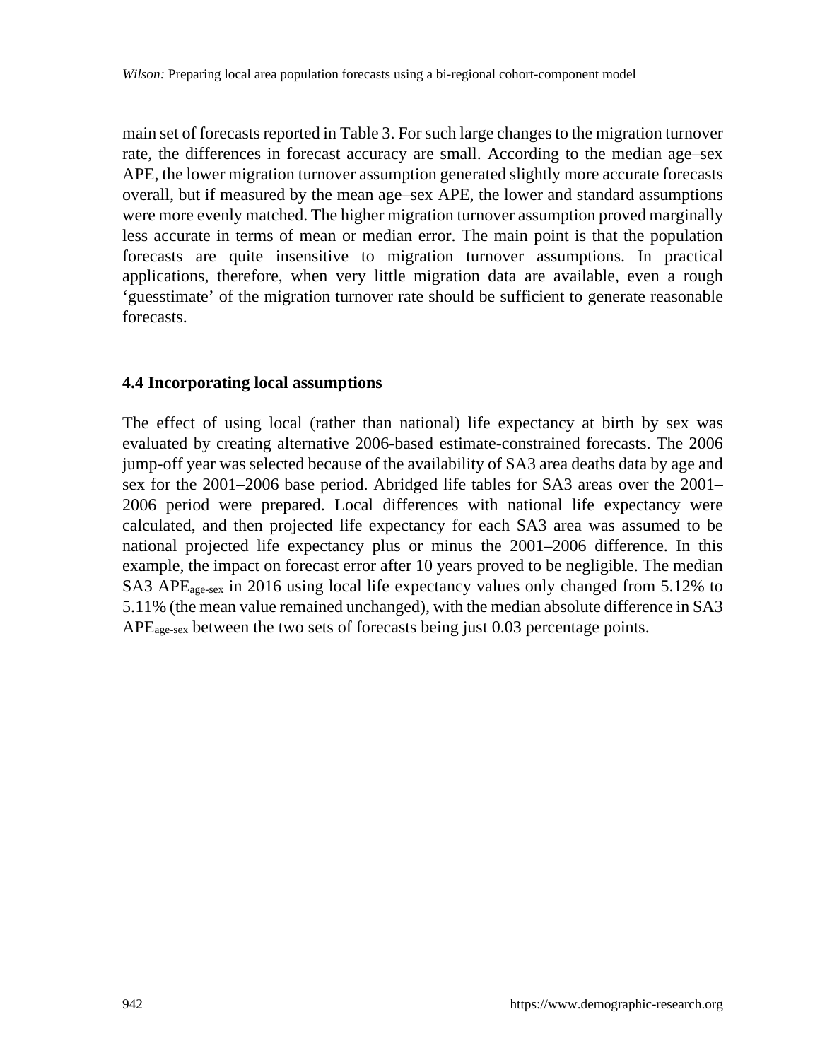main set of forecasts reported in Table 3. For such large changes to the migration turnover rate, the differences in forecast accuracy are small. According to the median age–sex APE, the lower migration turnover assumption generated slightly more accurate forecasts overall, but if measured by the mean age–sex APE, the lower and standard assumptions were more evenly matched. The higher migration turnover assumption proved marginally less accurate in terms of mean or median error. The main point is that the population forecasts are quite insensitive to migration turnover assumptions. In practical applications, therefore, when very little migration data are available, even a rough 'guesstimate' of the migration turnover rate should be sufficient to generate reasonable forecasts.

### 4.4 Incorporating local assumptions

The effect of using local (rather than national) life expectancy at birth by sex was evaluated by creating alternative 2006-based estimate-constrained forecasts. The 2006 jump-off year was selected because of the availability of SA3 area deaths data by age and sex for the 2001–2006 base period. Abridged life tables for SA3 areas over the 2001–2006 period were prepared. Local differences with national life expectancy were calculated, and then projected life expectancy for each SA3 area was assumed to be national projected life expectancy plus or minus the 2001–2006 difference. In this example, the impact on forecast error after 10 years proved to be negligible. The median SA3 $APE_{age\text{-}sex}$ in 2016 using local life expectancy values only changed from 5.12% to 5.11% (the mean value remained unchanged), with the median absolute difference in SA3 $APE_{age\text{-}sex}$ between the two sets of forecasts being just 0.03 percentage points.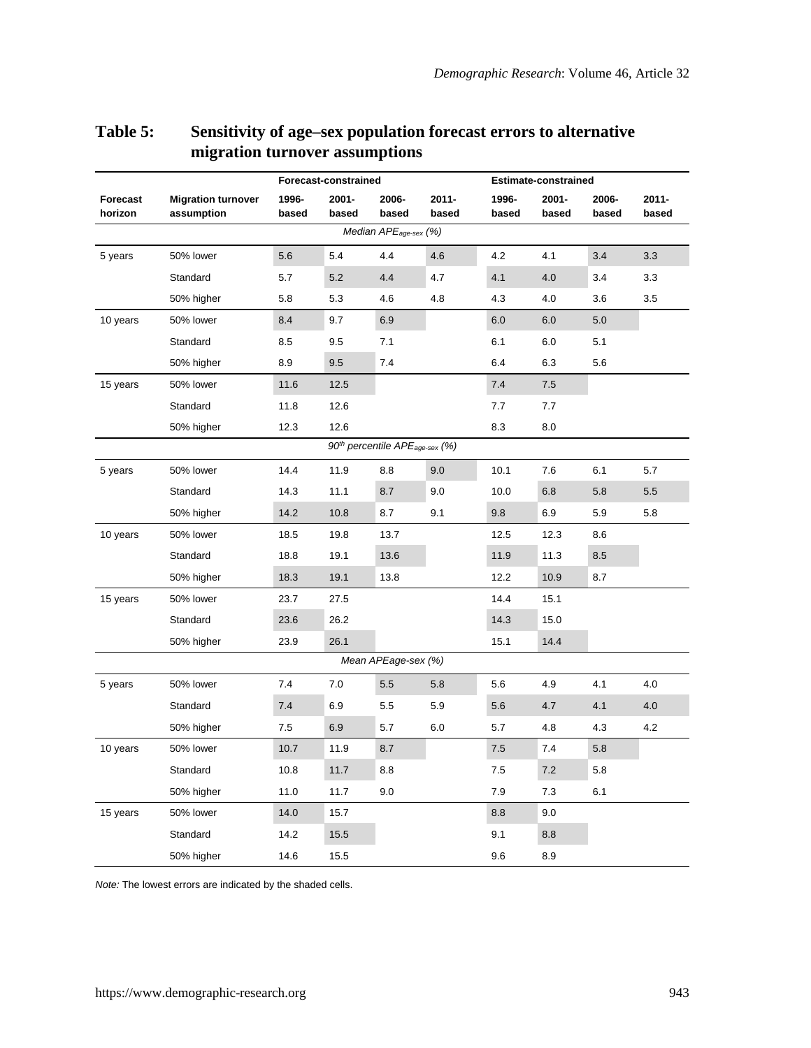**Table 5: Sensitivity of age–sex population forecast errors to alternative migration turnover assumptions**

| | | Forecast-constrained | | | | Estimate-constrained | | | |
|---|---|---|---|---|---|---|---|---|---|
| **Forecast horizon** | **Migration turnover assumption** | **1996-based** | **2001-based** | **2006-based** | **2011-based** | **1996-based** | **2001-based** | **2006-based** | **2011-based** |
| | | *Median $APE_{age\text{-}sex}$ (%)* | | | | | | | |
| 5 years | 50% lower | 5.6 | 5.4 | 4.4 | 4.6 | 4.2 | 4.1 | 3.4 | 3.3 |
| | Standard | 5.7 | 5.2 | 4.4 | 4.7 | 4.1 | 4.0 | 3.4 | 3.3 |
| | 50% higher | 5.8 | 5.3 | 4.6 | 4.8 | 4.3 | 4.0 | 3.6 | 3.5 |
| 10 years | 50% lower | 8.4 | 9.7 | 6.9 | | 6.0 | 6.0 | 5.0 | |
| | Standard | 8.5 | 9.5 | 7.1 | | 6.1 | 6.0 | 5.1 | |
| | 50% higher | 8.9 | 9.5 | 7.4 | | 6.4 | 6.3 | 5.6 | |
| 15 years | 50% lower | 11.6 | 12.5 | | | 7.4 | 7.5 | | |
| | Standard | 11.8 | 12.6 | | | 7.7 | 7.7 | | |
| | 50% higher | 12.3 | 12.6 | | | 8.3 | 8.0 | | |
| | | *$90^{th}$ percentile $APE_{age\text{-}sex}$ (%)* | | | | | | | |
| 5 years | 50% lower | 14.4 | 11.9 | 8.8 | 9.0 | 10.1 | 7.6 | 6.1 | 5.7 |
| | Standard | 14.3 | 11.1 | 8.7 | 9.0 | 10.0 | 6.8 | 5.8 | 5.5 |
| | 50% higher | 14.2 | 10.8 | 8.7 | 9.1 | 9.8 | 6.9 | 5.9 | 5.8 |
| 10 years | 50% lower | 18.5 | 19.8 | 13.7 | | 12.5 | 12.3 | 8.6 | |
| | Standard | 18.8 | 19.1 | 13.6 | | 11.9 | 11.3 | 8.5 | |
| | 50% higher | 18.3 | 19.1 | 13.8 | | 12.2 | 10.9 | 8.7 | |
| 15 years | 50% lower | 23.7 | 27.5 | | | 14.4 | 15.1 | | |
| | Standard | 23.6 | 26.2 | | | 14.3 | 15.0 | | |
| | 50% higher | 23.9 | 26.1 | | | 15.1 | 14.4 | | |
| | | *Mean APEage-sex (%)* | | | | | | | |
| 5 years | 50% lower | 7.4 | 7.0 | 5.5 | 5.8 | 5.6 | 4.9 | 4.1 | 4.0 |
| | Standard | 7.4 | 6.9 | 5.5 | 5.9 | 5.6 | 4.7 | 4.1 | 4.0 |
| | 50% higher | 7.5 | 6.9 | 5.7 | 6.0 | 5.7 | 4.8 | 4.3 | 4.2 |
| 10 years | 50% lower | 10.7 | 11.9 | 8.7 | | 7.5 | 7.4 | 5.8 | |
| | Standard | 10.8 | 11.7 | 8.8 | | 7.5 | 7.2 | 5.8 | |
| | 50% higher | 11.0 | 11.7 | 9.0 | | 7.9 | 7.3 | 6.1 | |
| 15 years | 50% lower | 14.0 | 15.7 | | | 8.8 | 9.0 | | |
| | Standard | 14.2 | 15.5 | | | 9.1 | 8.8 | | |
| | 50% higher | 14.6 | 15.5 | | | 9.6 | 8.9 | | |

*Note:* The lowest errors are indicated by the shaded cells.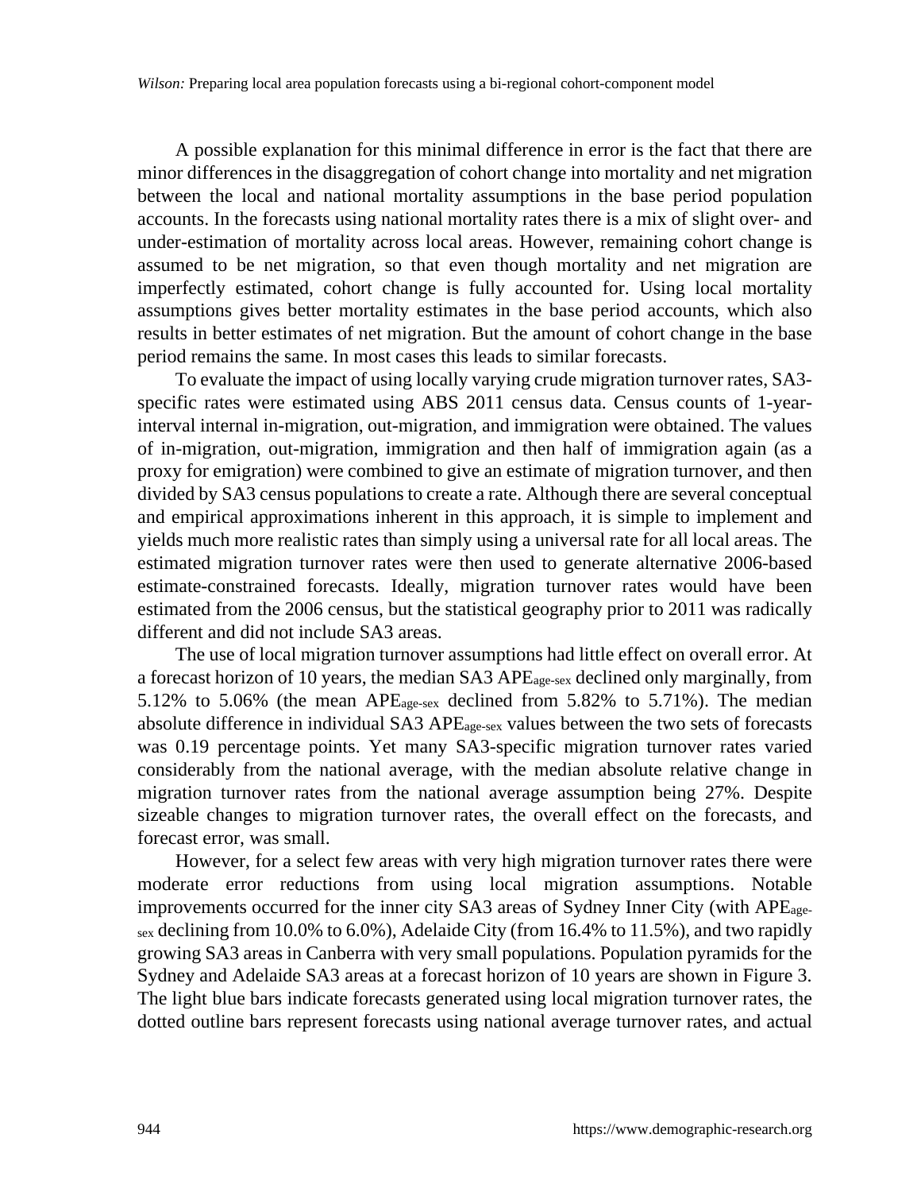A possible explanation for this minimal difference in error is the fact that there are minor differences in the disaggregation of cohort change into mortality and net migration between the local and national mortality assumptions in the base period population accounts. In the forecasts using national mortality rates there is a mix of slight over- and under-estimation of mortality across local areas. However, remaining cohort change is assumed to be net migration, so that even though mortality and net migration are imperfectly estimated, cohort change is fully accounted for. Using local mortality assumptions gives better mortality estimates in the base period accounts, which also results in better estimates of net migration. But the amount of cohort change in the base period remains the same. In most cases this leads to similar forecasts.

To evaluate the impact of using locally varying crude migration turnover rates, SA3-specific rates were estimated using ABS 2011 census data. Census counts of 1-year-interval internal in-migration, out-migration, and immigration were obtained. The values of in-migration, out-migration, immigration and then half of immigration again (as a proxy for emigration) were combined to give an estimate of migration turnover, and then divided by SA3 census populations to create a rate. Although there are several conceptual and empirical approximations inherent in this approach, it is simple to implement and yields much more realistic rates than simply using a universal rate for all local areas. The estimated migration turnover rates were then used to generate alternative 2006-based estimate-constrained forecasts. Ideally, migration turnover rates would have been estimated from the 2006 census, but the statistical geography prior to 2011 was radically different and did not include SA3 areas.

The use of local migration turnover assumptions had little effect on overall error. At a forecast horizon of 10 years, the median SA3 $APE_{age\text{-}sex}$ declined only marginally, from 5.12% to 5.06% (the mean $APE_{age\text{-}sex}$ declined from 5.82% to 5.71%). The median absolute difference in individual SA3 $APE_{age\text{-}sex}$ values between the two sets of forecasts was 0.19 percentage points. Yet many SA3-specific migration turnover rates varied considerably from the national average, with the median absolute relative change in migration turnover rates from the national average assumption being 27%. Despite sizeable changes to migration turnover rates, the overall effect on the forecasts, and forecast error, was small.

However, for a select few areas with very high migration turnover rates there were moderate error reductions from using local migration assumptions. Notable improvements occurred for the inner city SA3 areas of Sydney Inner City (with $APE_{age\text{-}sex}$ declining from 10.0% to 6.0%), Adelaide City (from 16.4% to 11.5%), and two rapidly growing SA3 areas in Canberra with very small populations. Population pyramids for the Sydney and Adelaide SA3 areas at a forecast horizon of 10 years are shown in Figure 3. The light blue bars indicate forecasts generated using local migration turnover rates, the dotted outline bars represent forecasts using national average turnover rates, and actual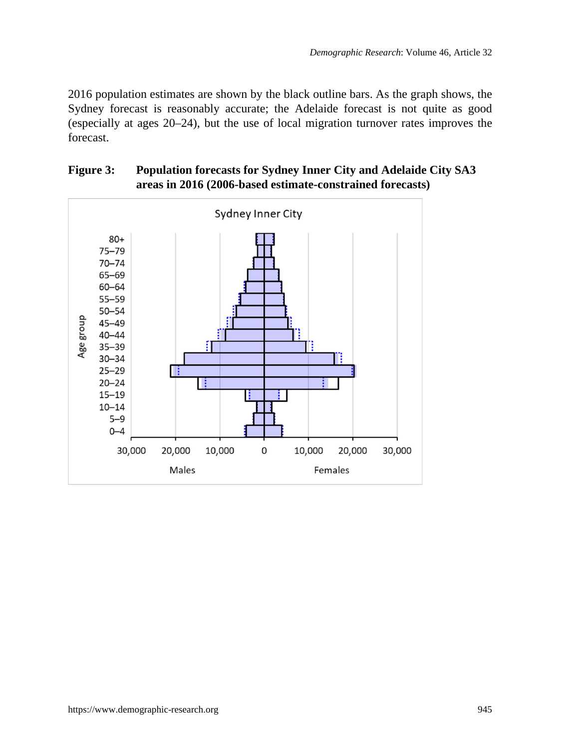2016 population estimates are shown by the black outline bars. As the graph shows, the Sydney forecast is reasonably accurate; the Adelaide forecast is not quite as good (especially at ages 20–24), but the use of local migration turnover rates improves the forecast.

**Figure 3: Population forecasts for Sydney Inner City and Adelaide City SA3 areas in 2016 (2006-based estimate-constrained forecasts)**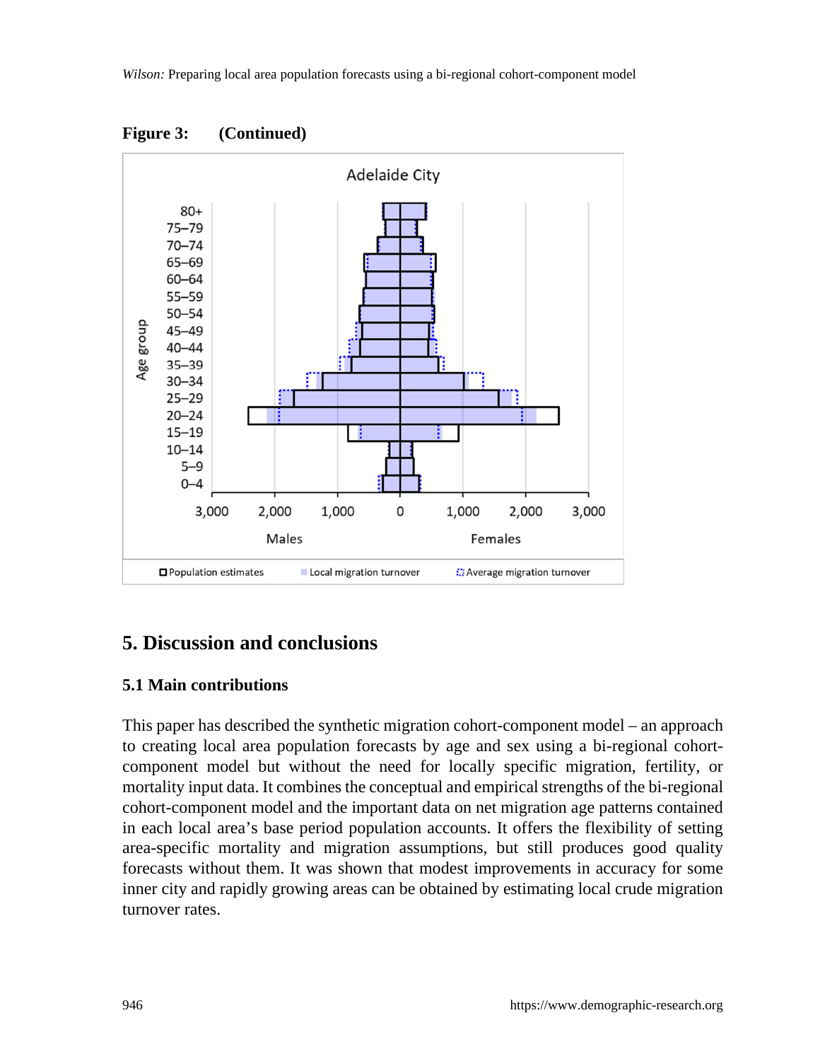**Figure 3: (Continued)**

# 5. Discussion and conclusions

## 5.1 Main contributions

This paper has described the synthetic migration cohort-component model – an approach to creating local area population forecasts by age and sex using a bi-regional cohort-component model but without the need for locally specific migration, fertility, or mortality input data. It combines the conceptual and empirical strengths of the bi-regional cohort-component model and the important data on net migration age patterns contained in each local area's base period population accounts. It offers the flexibility of setting area-specific mortality and migration assumptions, but still produces good quality forecasts without them. It was shown that modest improvements in accuracy for some inner city and rapidly growing areas can be obtained by estimating local crude migration turnover rates.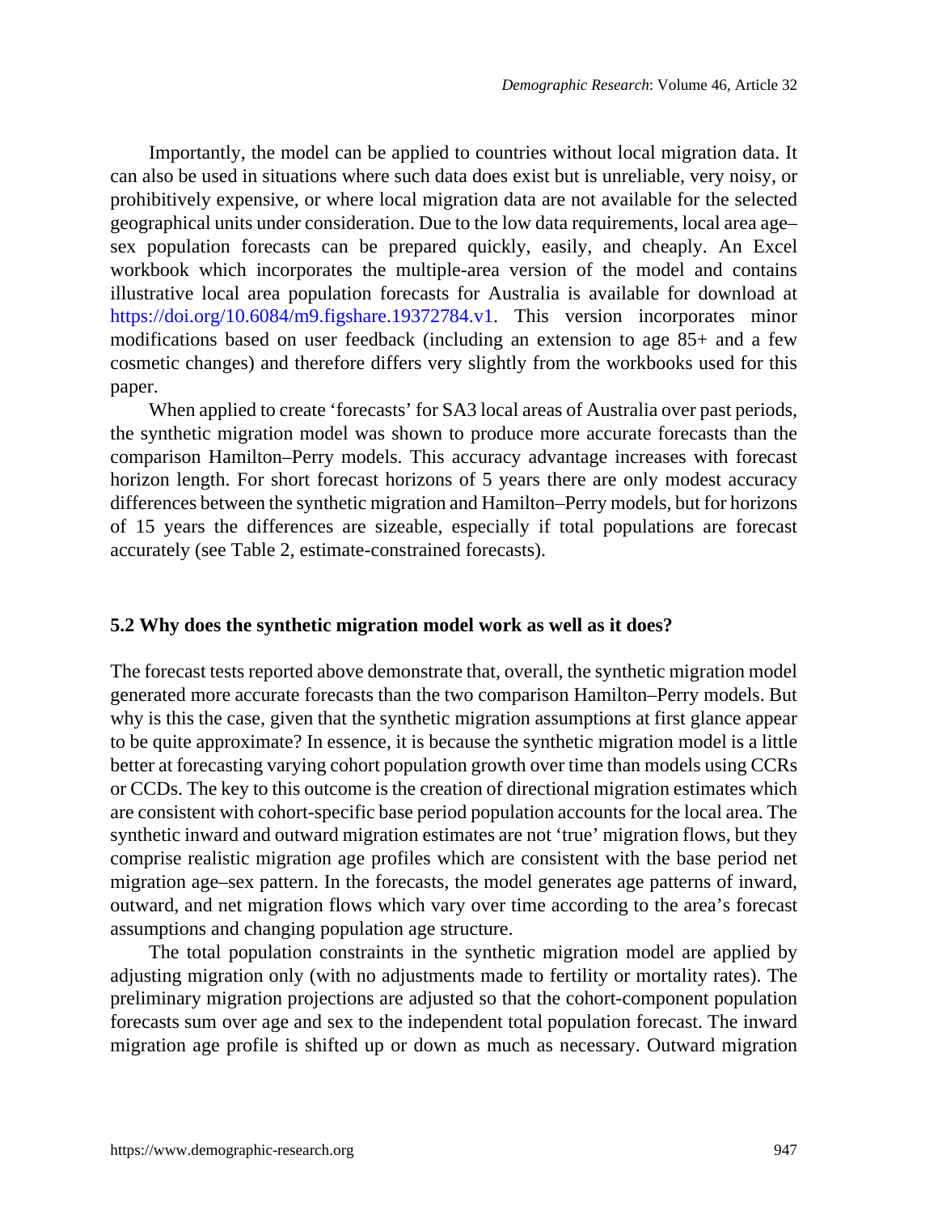Importantly, the model can be applied to countries without local migration data. It can also be used in situations where such data does exist but is unreliable, very noisy, or prohibitively expensive, or where local migration data are not available for the selected geographical units under consideration. Due to the low data requirements, local area age–sex population forecasts can be prepared quickly, easily, and cheaply. An Excel workbook which incorporates the multiple-area version of the model and contains illustrative local area population forecasts for Australia is available for download at https://doi.org/10.6084/m9.figshare.19372784.v1. This version incorporates minor modifications based on user feedback (including an extension to age 85+ and a few cosmetic changes) and therefore differs very slightly from the workbooks used for this paper.

When applied to create 'forecasts' for SA3 local areas of Australia over past periods, the synthetic migration model was shown to produce more accurate forecasts than the comparison Hamilton–Perry models. This accuracy advantage increases with forecast horizon length. For short forecast horizons of 5 years there are only modest accuracy differences between the synthetic migration and Hamilton–Perry models, but for horizons of 15 years the differences are sizeable, especially if total populations are forecast accurately (see Table 2, estimate-constrained forecasts).

### 5.2 Why does the synthetic migration model work as well as it does?

The forecast tests reported above demonstrate that, overall, the synthetic migration model generated more accurate forecasts than the two comparison Hamilton–Perry models. But why is this the case, given that the synthetic migration assumptions at first glance appear to be quite approximate? In essence, it is because the synthetic migration model is a little better at forecasting varying cohort population growth over time than models using CCRs or CCDs. The key to this outcome is the creation of directional migration estimates which are consistent with cohort-specific base period population accounts for the local area. The synthetic inward and outward migration estimates are not 'true' migration flows, but they comprise realistic migration age profiles which are consistent with the base period net migration age–sex pattern. In the forecasts, the model generates age patterns of inward, outward, and net migration flows which vary over time according to the area's forecast assumptions and changing population age structure.

The total population constraints in the synthetic migration model are applied by adjusting migration only (with no adjustments made to fertility or mortality rates). The preliminary migration projections are adjusted so that the cohort-component population forecasts sum over age and sex to the independent total population forecast. The inward migration age profile is shifted up or down as much as necessary. Outward migration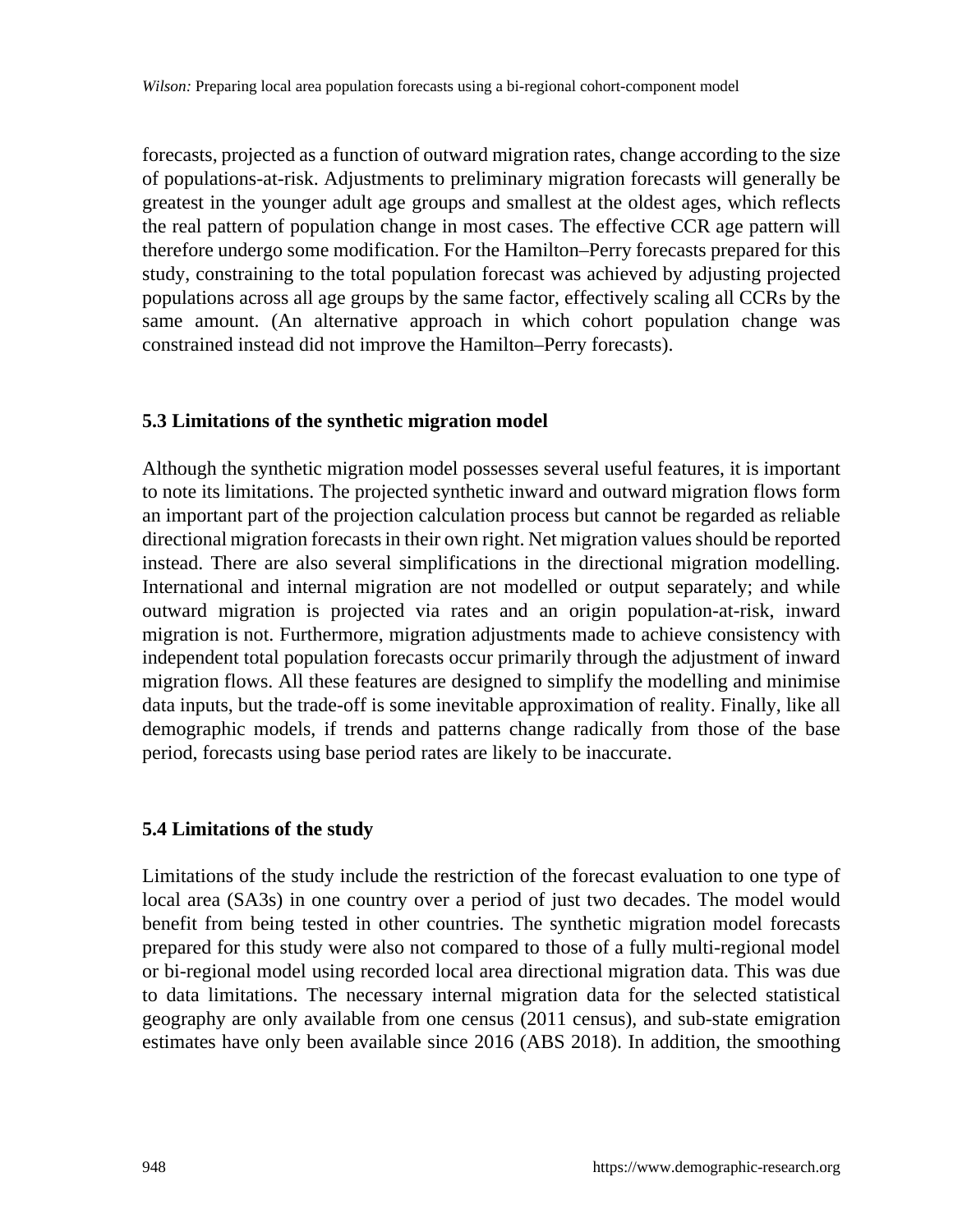forecasts, projected as a function of outward migration rates, change according to the size of populations-at-risk. Adjustments to preliminary migration forecasts will generally be greatest in the younger adult age groups and smallest at the oldest ages, which reflects the real pattern of population change in most cases. The effective CCR age pattern will therefore undergo some modification. For the Hamilton–Perry forecasts prepared for this study, constraining to the total population forecast was achieved by adjusting projected populations across all age groups by the same factor, effectively scaling all CCRs by the same amount. (An alternative approach in which cohort population change was constrained instead did not improve the Hamilton–Perry forecasts).

### 5.3 Limitations of the synthetic migration model

Although the synthetic migration model possesses several useful features, it is important to note its limitations. The projected synthetic inward and outward migration flows form an important part of the projection calculation process but cannot be regarded as reliable directional migration forecasts in their own right. Net migration values should be reported instead. There are also several simplifications in the directional migration modelling. International and internal migration are not modelled or output separately; and while outward migration is projected via rates and an origin population-at-risk, inward migration is not. Furthermore, migration adjustments made to achieve consistency with independent total population forecasts occur primarily through the adjustment of inward migration flows. All these features are designed to simplify the modelling and minimise data inputs, but the trade-off is some inevitable approximation of reality. Finally, like all demographic models, if trends and patterns change radically from those of the base period, forecasts using base period rates are likely to be inaccurate.

### 5.4 Limitations of the study

Limitations of the study include the restriction of the forecast evaluation to one type of local area (SA3s) in one country over a period of just two decades. The model would benefit from being tested in other countries. The synthetic migration model forecasts prepared for this study were also not compared to those of a fully multi-regional model or bi-regional model using recorded local area directional migration data. This was due to data limitations. The necessary internal migration data for the selected statistical geography are only available from one census (2011 census), and sub-state emigration estimates have only been available since 2016 (ABS 2018). In addition, the smoothing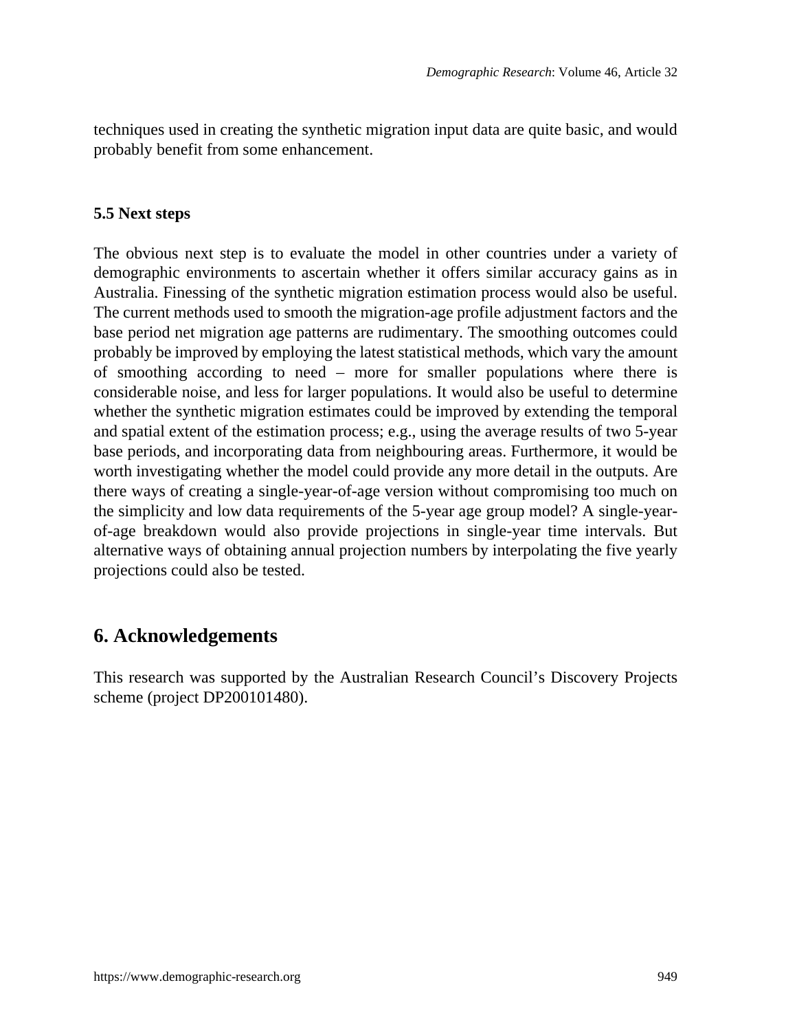techniques used in creating the synthetic migration input data are quite basic, and would probably benefit from some enhancement.

### 5.5 Next steps

The obvious next step is to evaluate the model in other countries under a variety of demographic environments to ascertain whether it offers similar accuracy gains as in Australia. Finessing of the synthetic migration estimation process would also be useful. The current methods used to smooth the migration-age profile adjustment factors and the base period net migration age patterns are rudimentary. The smoothing outcomes could probably be improved by employing the latest statistical methods, which vary the amount of smoothing according to need – more for smaller populations where there is considerable noise, and less for larger populations. It would also be useful to determine whether the synthetic migration estimates could be improved by extending the temporal and spatial extent of the estimation process; e.g., using the average results of two 5-year base periods, and incorporating data from neighbouring areas. Furthermore, it would be worth investigating whether the model could provide any more detail in the outputs. Are there ways of creating a single-year-of-age version without compromising too much on the simplicity and low data requirements of the 5-year age group model? A single-year-of-age breakdown would also provide projections in single-year time intervals. But alternative ways of obtaining annual projection numbers by interpolating the five yearly projections could also be tested.

## 6. Acknowledgements

This research was supported by the Australian Research Council's Discovery Projects scheme (project DP200101480).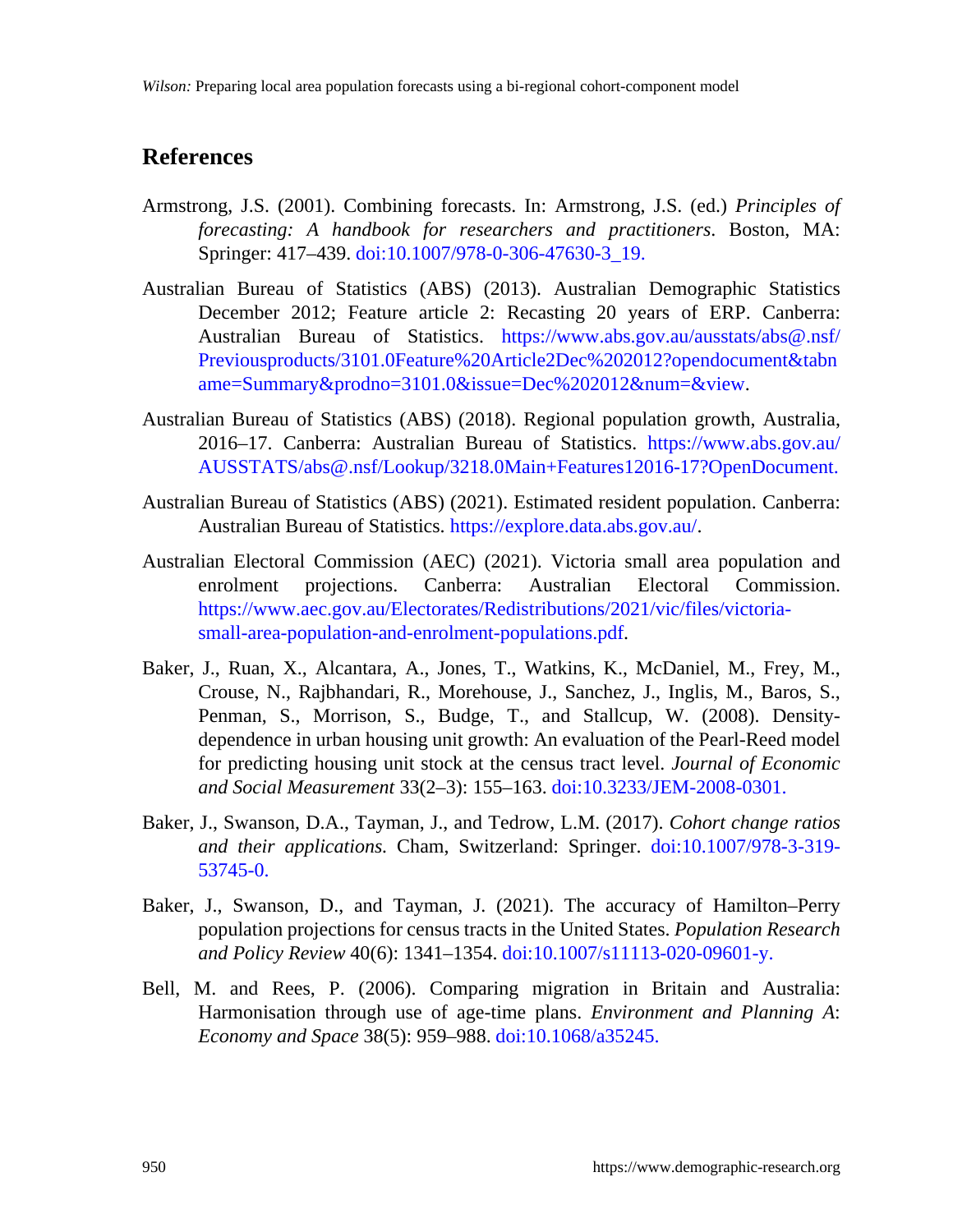## References

Armstrong, J.S. (2001). Combining forecasts. In: Armstrong, J.S. (ed.) *Principles of forecasting: A handbook for researchers and practitioners*. Boston, MA: Springer: 417–439. doi:10.1007/978-0-306-47630-3_19.

Australian Bureau of Statistics (ABS) (2013). Australian Demographic Statistics December 2012; Feature article 2: Recasting 20 years of ERP. Canberra: Australian Bureau of Statistics. https://www.abs.gov.au/ausstats/abs@.nsf/Previousproducts/3101.0Feature%20Article2Dec%202012?opendocument&tabname=Summary&prodno=3101.0&issue=Dec%202012&num=&view.

Australian Bureau of Statistics (ABS) (2018). Regional population growth, Australia, 2016–17. Canberra: Australian Bureau of Statistics. https://www.abs.gov.au/AUSSTATS/abs@.nsf/Lookup/3218.0Main+Features12016-17?OpenDocument.

Australian Bureau of Statistics (ABS) (2021). Estimated resident population. Canberra: Australian Bureau of Statistics. https://explore.data.abs.gov.au/.

Australian Electoral Commission (AEC) (2021). Victoria small area population and enrolment projections. Canberra: Australian Electoral Commission. https://www.aec.gov.au/Electorates/Redistributions/2021/vic/files/victoria-small-area-population-and-enrolment-populations.pdf.

Baker, J., Ruan, X., Alcantara, A., Jones, T., Watkins, K., McDaniel, M., Frey, M., Crouse, N., Rajbhandari, R., Morehouse, J., Sanchez, J., Inglis, M., Baros, S., Penman, S., Morrison, S., Budge, T., and Stallcup, W. (2008). Density-dependence in urban housing unit growth: An evaluation of the Pearl-Reed model for predicting housing unit stock at the census tract level. *Journal of Economic and Social Measurement* 33(2–3): 155–163. doi:10.3233/JEM-2008-0301.

Baker, J., Swanson, D.A., Tayman, J., and Tedrow, L.M. (2017). *Cohort change ratios and their applications.* Cham, Switzerland: Springer. doi:10.1007/978-3-319-53745-0.

Baker, J., Swanson, D., and Tayman, J. (2021). The accuracy of Hamilton–Perry population projections for census tracts in the United States. *Population Research and Policy Review* 40(6): 1341–1354. doi:10.1007/s11113-020-09601-y.

Bell, M. and Rees, P. (2006). Comparing migration in Britain and Australia: Harmonisation through use of age-time plans. *Environment and Planning A: Economy and Space* 38(5): 959–988. doi:10.1068/a35245.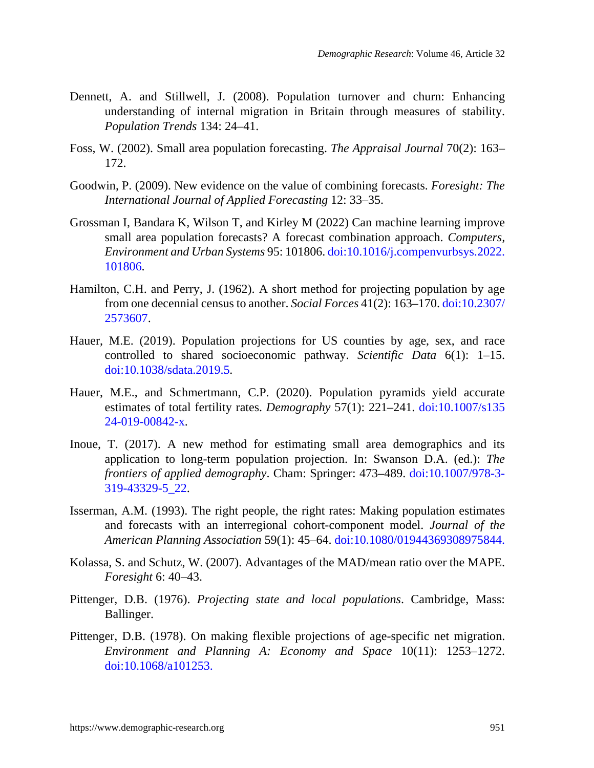Dennett, A. and Stillwell, J. (2008). Population turnover and churn: Enhancing understanding of internal migration in Britain through measures of stability. *Population Trends* 134: 24–41.

Foss, W. (2002). Small area population forecasting. *The Appraisal Journal* 70(2): 163–172.

Goodwin, P. (2009). New evidence on the value of combining forecasts. *Foresight: The International Journal of Applied Forecasting* 12: 33–35.

Grossman I, Bandara K, Wilson T, and Kirley M (2022) Can machine learning improve small area population forecasts? A forecast combination approach. *Computers, Environment and Urban Systems* 95: 101806. doi:10.1016/j.compenvurbsys.2022.101806.

Hamilton, C.H. and Perry, J. (1962). A short method for projecting population by age from one decennial census to another. *Social Forces* 41(2): 163–170. doi:10.2307/2573607.

Hauer, M.E. (2019). Population projections for US counties by age, sex, and race controlled to shared socioeconomic pathway. *Scientific Data* 6(1): 1–15. doi:10.1038/sdata.2019.5.

Hauer, M.E., and Schmertmann, C.P. (2020). Population pyramids yield accurate estimates of total fertility rates. *Demography* 57(1): 221–241. doi:10.1007/s13524-019-00842-x.

Inoue, T. (2017). A new method for estimating small area demographics and its application to long-term population projection. In: Swanson D.A. (ed.): *The frontiers of applied demography*. Cham: Springer: 473–489. doi:10.1007/978-3-319-43329-5_22.

Isserman, A.M. (1993). The right people, the right rates: Making population estimates and forecasts with an interregional cohort-component model. *Journal of the American Planning Association* 59(1): 45–64. doi:10.1080/01944369308975844.

Kolassa, S. and Schutz, W. (2007). Advantages of the MAD/mean ratio over the MAPE. *Foresight* 6: 40–43.

Pittenger, D.B. (1976). *Projecting state and local populations*. Cambridge, Mass: Ballinger.

Pittenger, D.B. (1978). On making flexible projections of age-specific net migration. *Environment and Planning A: Economy and Space* 10(11): 1253–1272. doi:10.1068/a101253.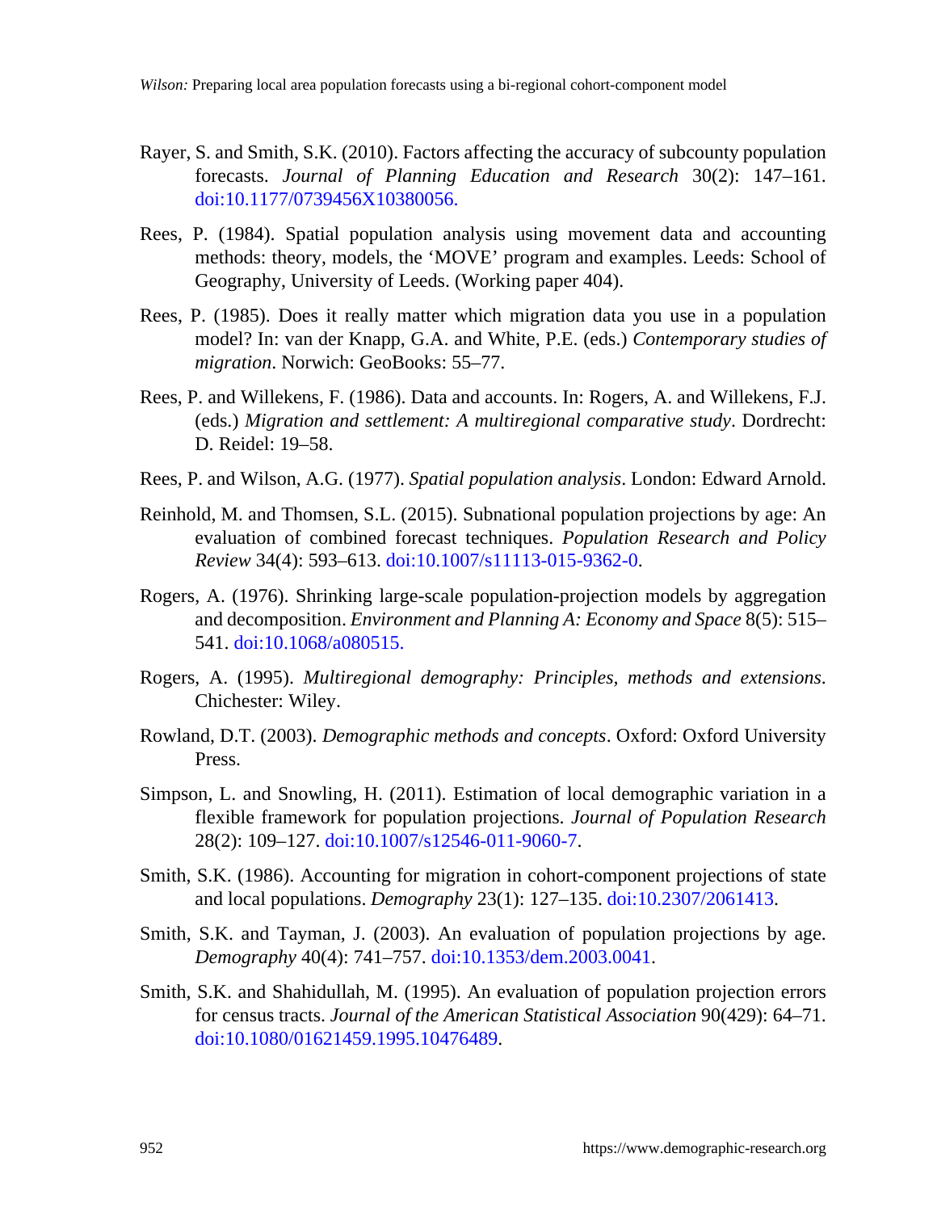Rayer, S. and Smith, S.K. (2010). Factors affecting the accuracy of subcounty population forecasts. *Journal of Planning Education and Research* 30(2): 147–161. doi:10.1177/0739456X10380056.

Rees, P. (1984). Spatial population analysis using movement data and accounting methods: theory, models, the 'MOVE' program and examples. Leeds: School of Geography, University of Leeds. (Working paper 404).

Rees, P. (1985). Does it really matter which migration data you use in a population model? In: van der Knapp, G.A. and White, P.E. (eds.) *Contemporary studies of migration*. Norwich: GeoBooks: 55–77.

Rees, P. and Willekens, F. (1986). Data and accounts. In: Rogers, A. and Willekens, F.J. (eds.) *Migration and settlement: A multiregional comparative study*. Dordrecht: D. Reidel: 19–58.

Rees, P. and Wilson, A.G. (1977). *Spatial population analysis*. London: Edward Arnold.

Reinhold, M. and Thomsen, S.L. (2015). Subnational population projections by age: An evaluation of combined forecast techniques. *Population Research and Policy Review* 34(4): 593–613. doi:10.1007/s11113-015-9362-0.

Rogers, A. (1976). Shrinking large-scale population-projection models by aggregation and decomposition. *Environment and Planning A: Economy and Space* 8(5): 515–541. doi:10.1068/a080515.

Rogers, A. (1995). *Multiregional demography: Principles, methods and extensions*. Chichester: Wiley.

Rowland, D.T. (2003). *Demographic methods and concepts*. Oxford: Oxford University Press.

Simpson, L. and Snowling, H. (2011). Estimation of local demographic variation in a flexible framework for population projections. *Journal of Population Research* 28(2): 109–127. doi:10.1007/s12546-011-9060-7.

Smith, S.K. (1986). Accounting for migration in cohort-component projections of state and local populations. *Demography* 23(1): 127–135. doi:10.2307/2061413.

Smith, S.K. and Tayman, J. (2003). An evaluation of population projections by age. *Demography* 40(4): 741–757. doi:10.1353/dem.2003.0041.

Smith, S.K. and Shahidullah, M. (1995). An evaluation of population projection errors for census tracts. *Journal of the American Statistical Association* 90(429): 64–71. doi:10.1080/01621459.1995.10476489.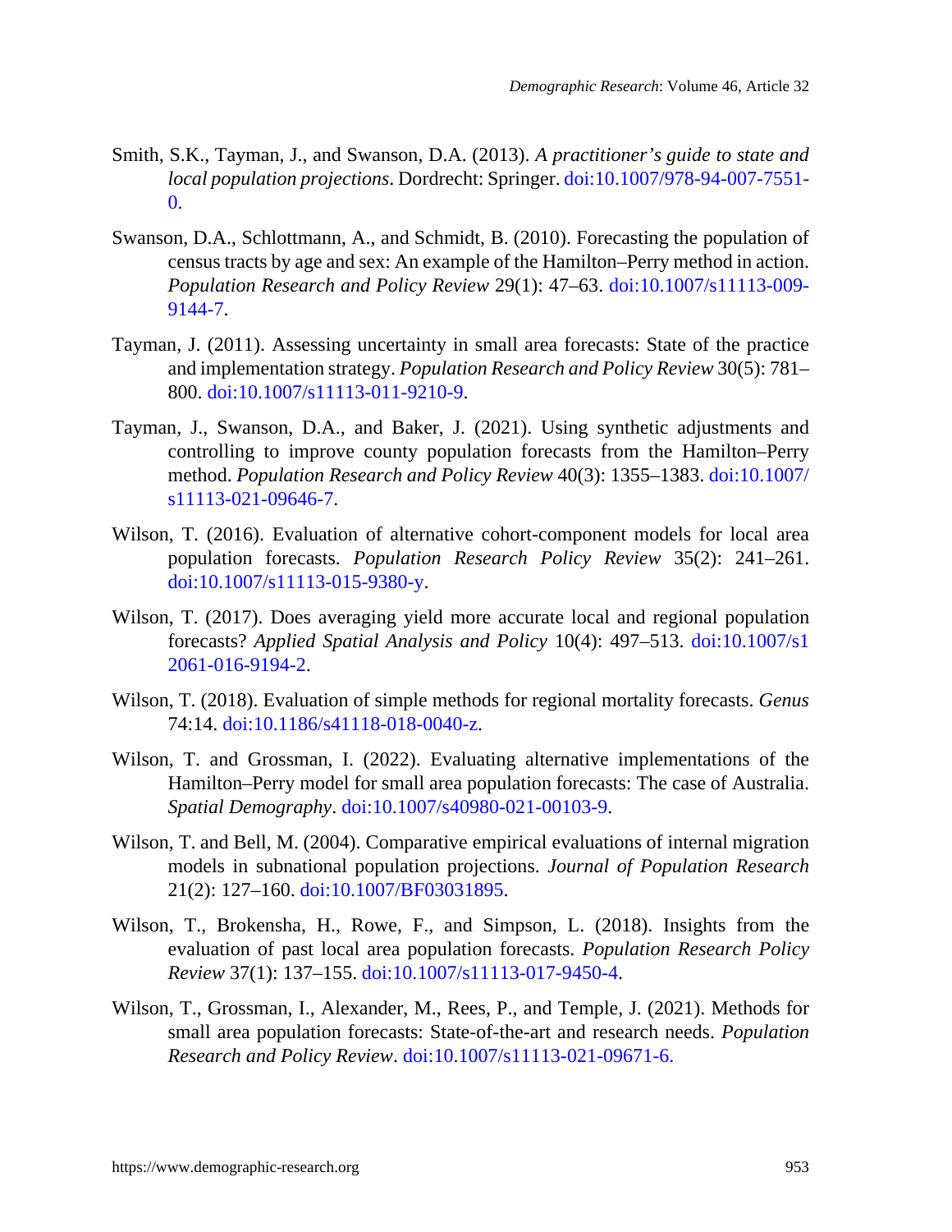Smith, S.K., Tayman, J., and Swanson, D.A. (2013). *A practitioner's guide to state and local population projections*. Dordrecht: Springer. doi:10.1007/978-94-007-7551-0.

Swanson, D.A., Schlottmann, A., and Schmidt, B. (2010). Forecasting the population of census tracts by age and sex: An example of the Hamilton–Perry method in action. *Population Research and Policy Review* 29(1): 47–63. doi:10.1007/s11113-009-9144-7.

Tayman, J. (2011). Assessing uncertainty in small area forecasts: State of the practice and implementation strategy. *Population Research and Policy Review* 30(5): 781–800. doi:10.1007/s11113-011-9210-9.

Tayman, J., Swanson, D.A., and Baker, J. (2021). Using synthetic adjustments and controlling to improve county population forecasts from the Hamilton–Perry method. *Population Research and Policy Review* 40(3): 1355–1383. doi:10.1007/s11113-021-09646-7.

Wilson, T. (2016). Evaluation of alternative cohort-component models for local area population forecasts. *Population Research Policy Review* 35(2): 241–261. doi:10.1007/s11113-015-9380-y.

Wilson, T. (2017). Does averaging yield more accurate local and regional population forecasts? *Applied Spatial Analysis and Policy* 10(4): 497–513. doi:10.1007/s12061-016-9194-2.

Wilson, T. (2018). Evaluation of simple methods for regional mortality forecasts. *Genus* 74:14. doi:10.1186/s41118-018-0040-z.

Wilson, T. and Grossman, I. (2022). Evaluating alternative implementations of the Hamilton–Perry model for small area population forecasts: The case of Australia. *Spatial Demography*. doi:10.1007/s40980-021-00103-9.

Wilson, T. and Bell, M. (2004). Comparative empirical evaluations of internal migration models in subnational population projections. *Journal of Population Research* 21(2): 127–160. doi:10.1007/BF03031895.

Wilson, T., Brokensha, H., Rowe, F., and Simpson, L. (2018). Insights from the evaluation of past local area population forecasts. *Population Research Policy Review* 37(1): 137–155. doi:10.1007/s11113-017-9450-4.

Wilson, T., Grossman, I., Alexander, M., Rees, P., and Temple, J. (2021). Methods for small area population forecasts: State-of-the-art and research needs. *Population Research and Policy Review*. doi:10.1007/s11113-021-09671-6.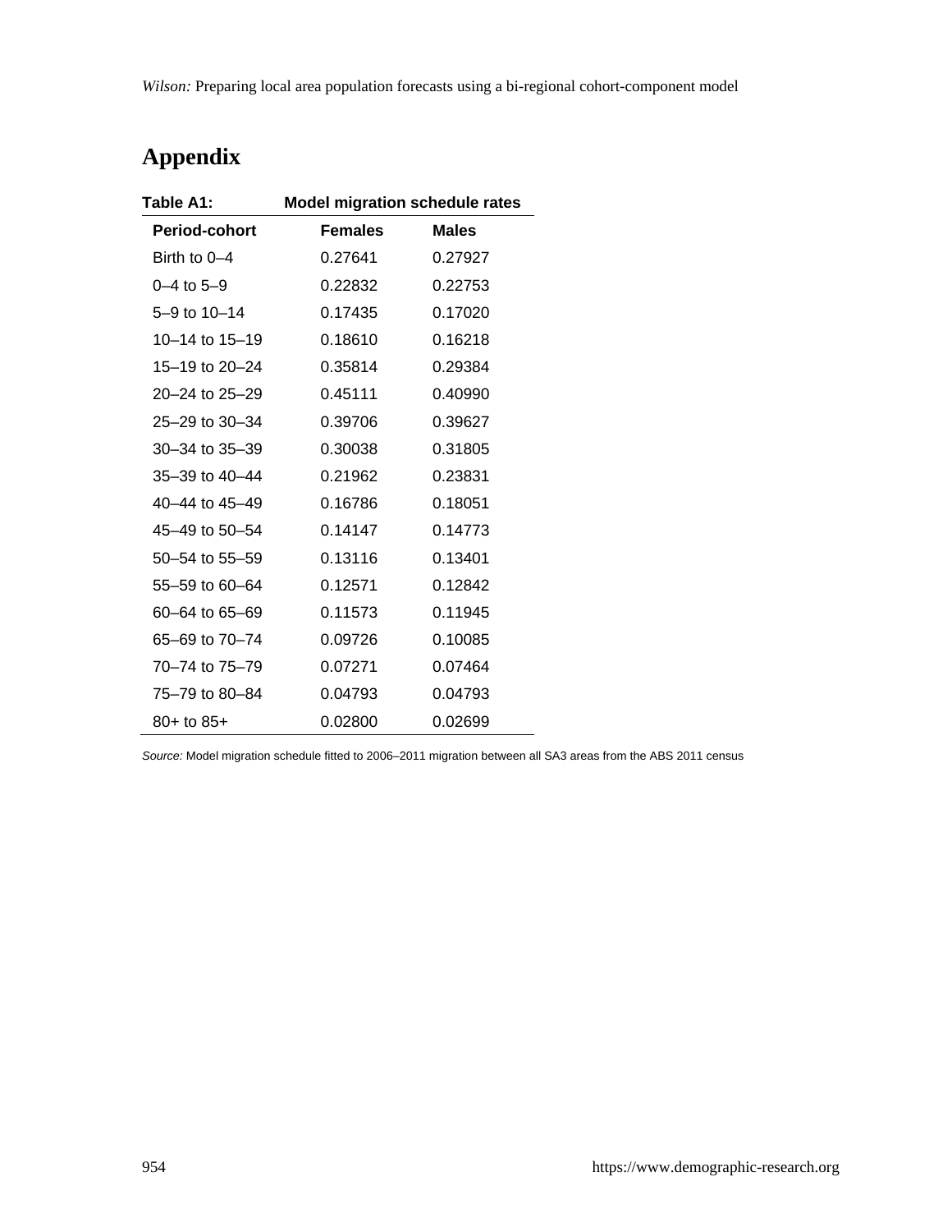# Appendix

**Table A1: Model migration schedule rates**

| Period-cohort | Females | Males |
|---|---|---|
| Birth to 0–4 | 0.27641 | 0.27927 |
| 0–4 to 5–9 | 0.22832 | 0.22753 |
| 5–9 to 10–14 | 0.17435 | 0.17020 |
| 10–14 to 15–19 | 0.18610 | 0.16218 |
| 15–19 to 20–24 | 0.35814 | 0.29384 |
| 20–24 to 25–29 | 0.45111 | 0.40990 |
| 25–29 to 30–34 | 0.39706 | 0.39627 |
| 30–34 to 35–39 | 0.30038 | 0.31805 |
| 35–39 to 40–44 | 0.21962 | 0.23831 |
| 40–44 to 45–49 | 0.16786 | 0.18051 |
| 45–49 to 50–54 | 0.14147 | 0.14773 |
| 50–54 to 55–59 | 0.13116 | 0.13401 |
| 55–59 to 60–64 | 0.12571 | 0.12842 |
| 60–64 to 65–69 | 0.11573 | 0.11945 |
| 65–69 to 70–74 | 0.09726 | 0.10085 |
| 70–74 to 75–79 | 0.07271 | 0.07464 |
| 75–79 to 80–84 | 0.04793 | 0.04793 |
| 80+ to 85+ | 0.02800 | 0.02699 |

*Source:* Model migration schedule fitted to 2006–2011 migration between all SA3 areas from the ABS 2011 census